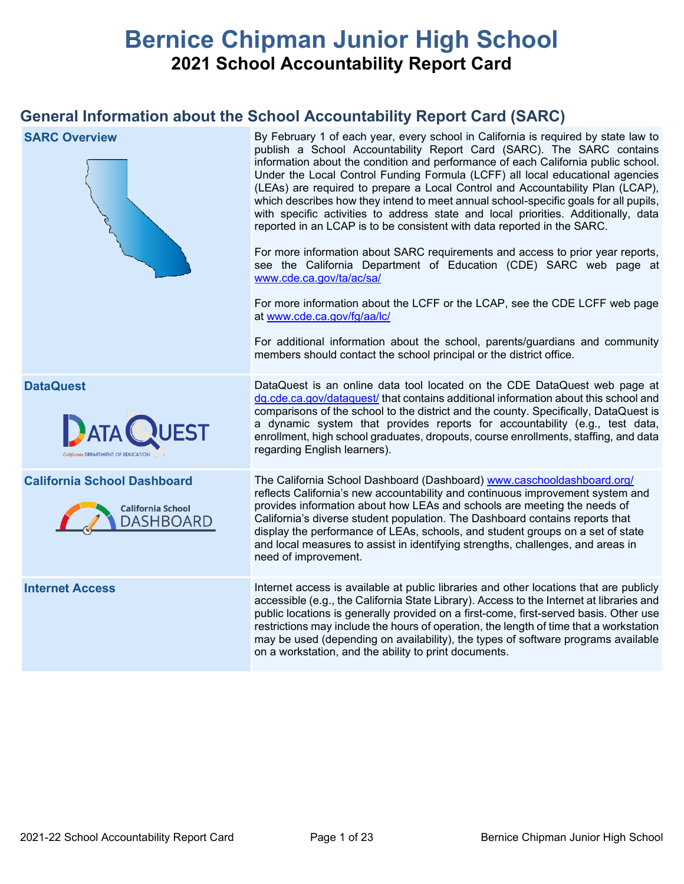# Bernice Chipman Junior High School

## 2021 School Accountability Report Card

## General Information about the School Accountability Report Card (SARC)

| | |
|---|---|
| **SARC Overview** | By February 1 of each year, every school in California is required by state law to publish a School Accountability Report Card (SARC). The SARC contains information about the condition and performance of each California public school. Under the Local Control Funding Formula (LCFF) all local educational agencies (LEAs) are required to prepare a Local Control and Accountability Plan (LCAP), which describes how they intend to meet annual school-specific goals for all pupils, with specific activities to address state and local priorities. Additionally, data reported in an LCAP is to be consistent with data reported in the SARC.<br><br>For more information about SARC requirements and access to prior year reports, see the California Department of Education (CDE) SARC web page at www.cde.ca.gov/ta/ac/sa/<br><br>For more information about the LCFF or the LCAP, see the CDE LCFF web page at www.cde.ca.gov/fg/aa/lc/<br><br>For additional information about the school, parents/guardians and community members should contact the school principal or the district office. |
| **DataQuest** | DataQuest is an online data tool located on the CDE DataQuest web page at dq.cde.ca.gov/dataquest/ that contains additional information about this school and comparisons of the school to the district and the county. Specifically, DataQuest is a dynamic system that provides reports for accountability (e.g., test data, enrollment, high school graduates, dropouts, course enrollments, staffing, and data regarding English learners). |
| **California School Dashboard** | The California School Dashboard (Dashboard) www.caschooldashboard.org/ reflects California's new accountability and continuous improvement system and provides information about how LEAs and schools are meeting the needs of California's diverse student population. The Dashboard contains reports that display the performance of LEAs, schools, and student groups on a set of state and local measures to assist in identifying strengths, challenges, and areas in need of improvement. |
| **Internet Access** | Internet access is available at public libraries and other locations that are publicly accessible (e.g., the California State Library). Access to the Internet at libraries and public locations is generally provided on a first-come, first-served basis. Other use restrictions may include the hours of operation, the length of time that a workstation may be used (depending on availability), the types of software programs available on a workstation, and the ability to print documents. |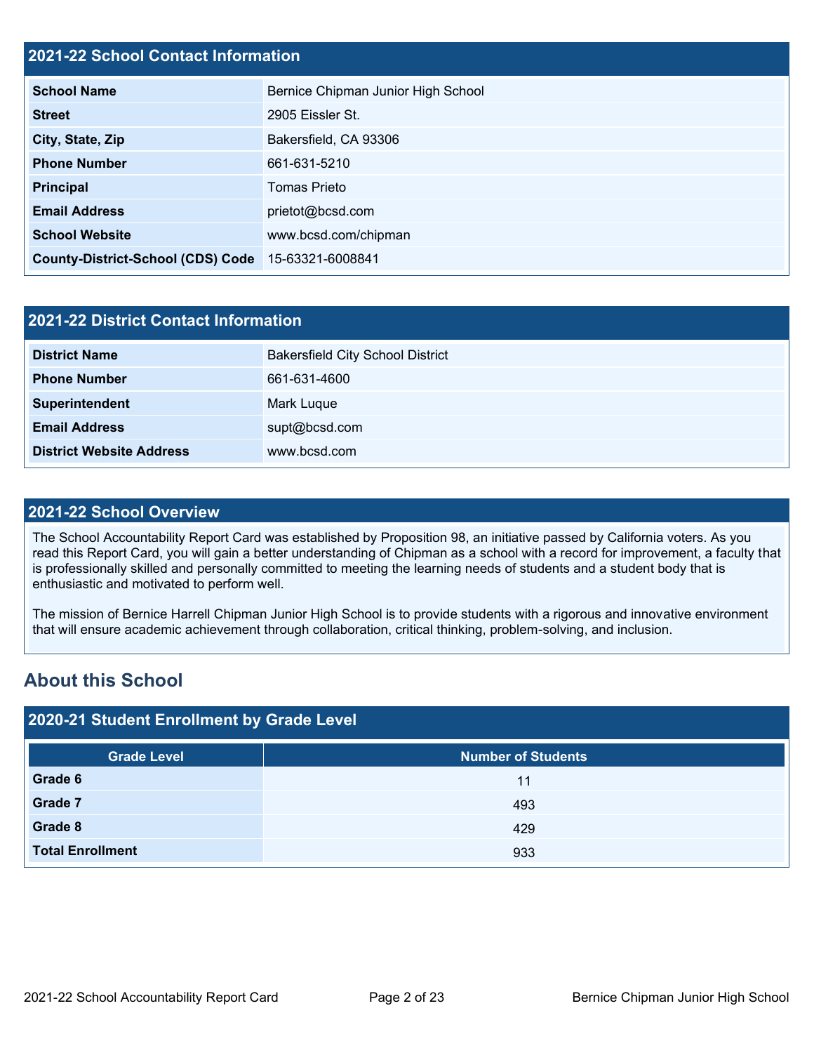## 2021-22 School Contact Information

| | |
|---|---|
| **School Name** | Bernice Chipman Junior High School |
| **Street** | 2905 Eissler St. |
| **City, State, Zip** | Bakersfield, CA 93306 |
| **Phone Number** | 661-631-5210 |
| **Principal** | Tomas Prieto |
| **Email Address** | prietot@bcsd.com |
| **School Website** | www.bcsd.com/chipman |
| **County-District-School (CDS) Code** | 15-63321-6008841 |

## 2021-22 District Contact Information

| | |
|---|---|
| **District Name** | Bakersfield City School District |
| **Phone Number** | 661-631-4600 |
| **Superintendent** | Mark Luque |
| **Email Address** | supt@bcsd.com |
| **District Website Address** | www.bcsd.com |

## 2021-22 School Overview

The School Accountability Report Card was established by Proposition 98, an initiative passed by California voters. As you read this Report Card, you will gain a better understanding of Chipman as a school with a record for improvement, a faculty that is professionally skilled and personally committed to meeting the learning needs of students and a student body that is enthusiastic and motivated to perform well.

The mission of Bernice Harrell Chipman Junior High School is to provide students with a rigorous and innovative environment that will ensure academic achievement through collaboration, critical thinking, problem-solving, and inclusion.

# About this School

## 2020-21 Student Enrollment by Grade Level

| Grade Level | Number of Students |
|---|---|
| **Grade 6** | 11 |
| **Grade 7** | 493 |
| **Grade 8** | 429 |
| **Total Enrollment** | 933 |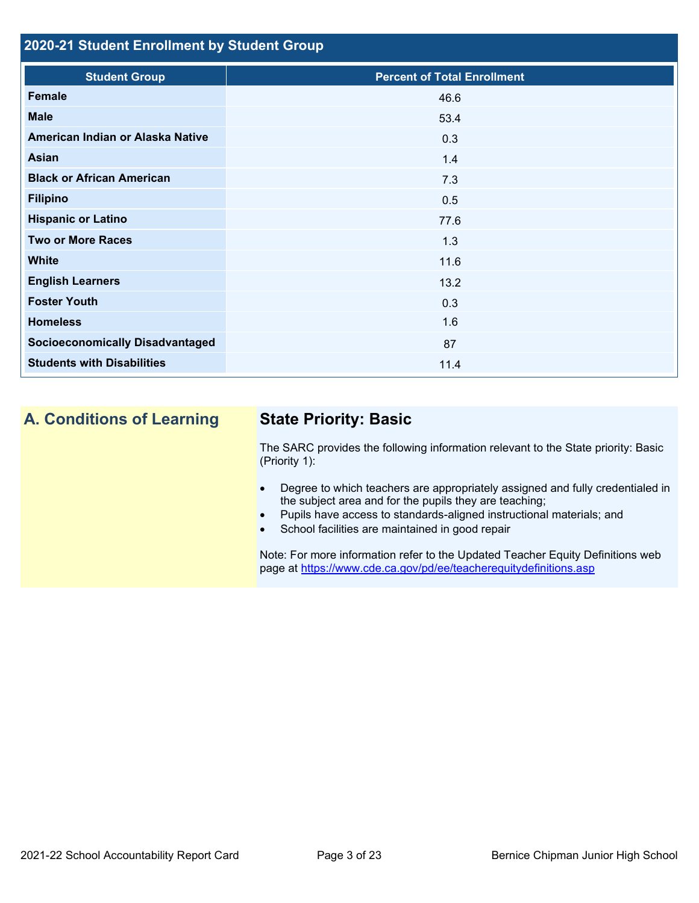## 2020-21 Student Enrollment by Student Group

| Student Group | Percent of Total Enrollment |
|---|---|
| Female | 46.6 |
| Male | 53.4 |
| American Indian or Alaska Native | 0.3 |
| Asian | 1.4 |
| Black or African American | 7.3 |
| Filipino | 0.5 |
| Hispanic or Latino | 77.6 |
| Two or More Races | 1.3 |
| White | 11.6 |
| English Learners | 13.2 |
| Foster Youth | 0.3 |
| Homeless | 1.6 |
| Socioeconomically Disadvantaged | 87 |
| Students with Disabilities | 11.4 |

## A. Conditions of Learning

### State Priority: Basic

The SARC provides the following information relevant to the State priority: Basic (Priority 1):

- Degree to which teachers are appropriately assigned and fully credentialed in the subject area and for the pupils they are teaching;
- Pupils have access to standards-aligned instructional materials; and
- School facilities are maintained in good repair

Note: For more information refer to the Updated Teacher Equity Definitions web page at https://www.cde.ca.gov/pd/ee/teacherequitydefinitions.asp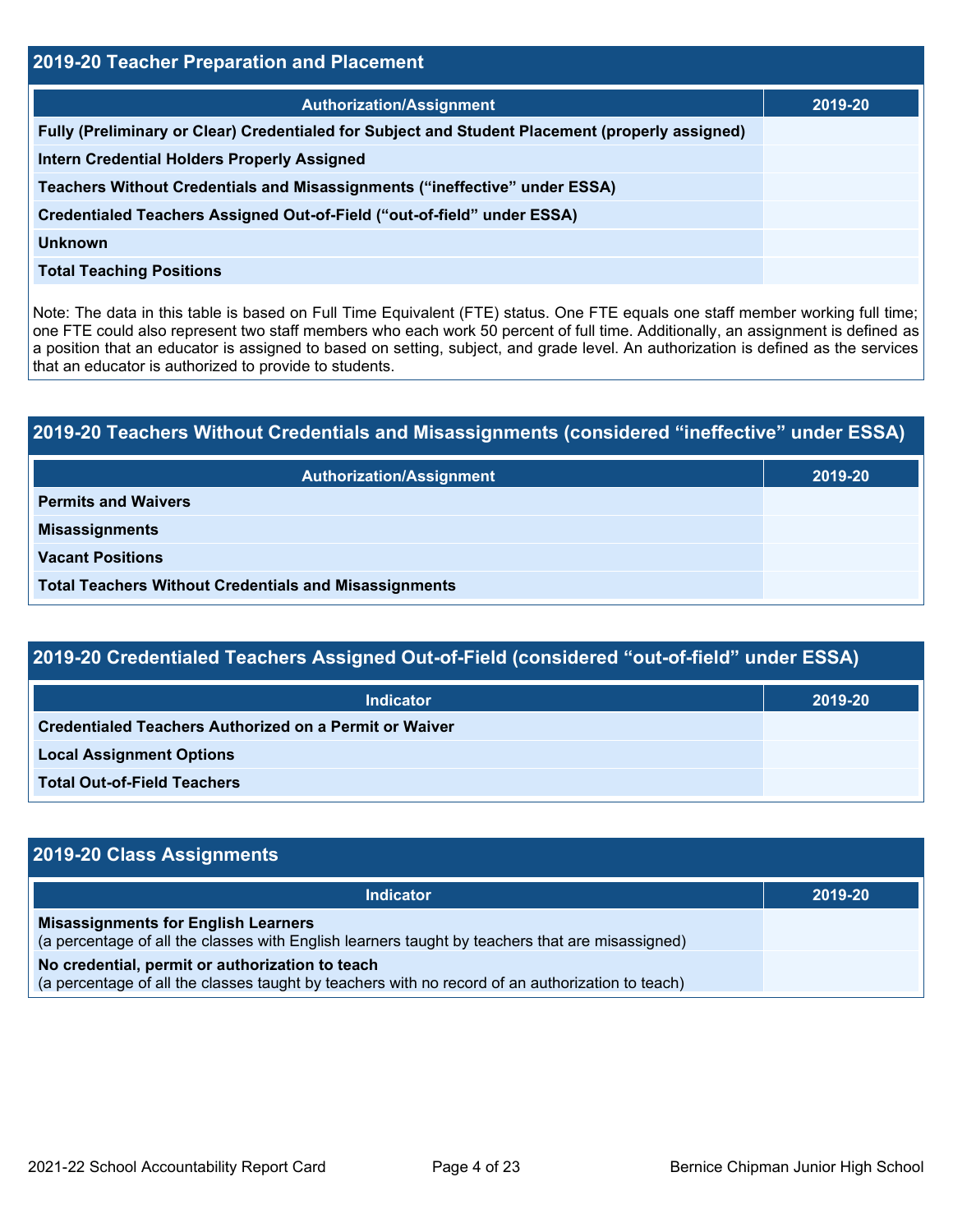## 2019-20 Teacher Preparation and Placement

| Authorization/Assignment | 2019-20 |
|---|---|
| Fully (Preliminary or Clear) Credentialed for Subject and Student Placement (properly assigned) | |
| Intern Credential Holders Properly Assigned | |
| Teachers Without Credentials and Misassignments ("ineffective" under ESSA) | |
| Credentialed Teachers Assigned Out-of-Field ("out-of-field" under ESSA) | |
| Unknown | |
| Total Teaching Positions | |

Note: The data in this table is based on Full Time Equivalent (FTE) status. One FTE equals one staff member working full time; one FTE could also represent two staff members who each work 50 percent of full time. Additionally, an assignment is defined as a position that an educator is assigned to based on setting, subject, and grade level. An authorization is defined as the services that an educator is authorized to provide to students.

## 2019-20 Teachers Without Credentials and Misassignments (considered "ineffective" under ESSA)

| Authorization/Assignment | 2019-20 |
|---|---|
| Permits and Waivers | |
| Misassignments | |
| Vacant Positions | |
| Total Teachers Without Credentials and Misassignments | |

## 2019-20 Credentialed Teachers Assigned Out-of-Field (considered "out-of-field" under ESSA)

| Indicator | 2019-20 |
|---|---|
| Credentialed Teachers Authorized on a Permit or Waiver | |
| Local Assignment Options | |
| Total Out-of-Field Teachers | |

## 2019-20 Class Assignments

| Indicator | 2019-20 |
|---|---|
| **Misassignments for English Learners** (a percentage of all the classes with English learners taught by teachers that are misassigned) | |
| **No credential, permit or authorization to teach** (a percentage of all the classes taught by teachers with no record of an authorization to teach) | |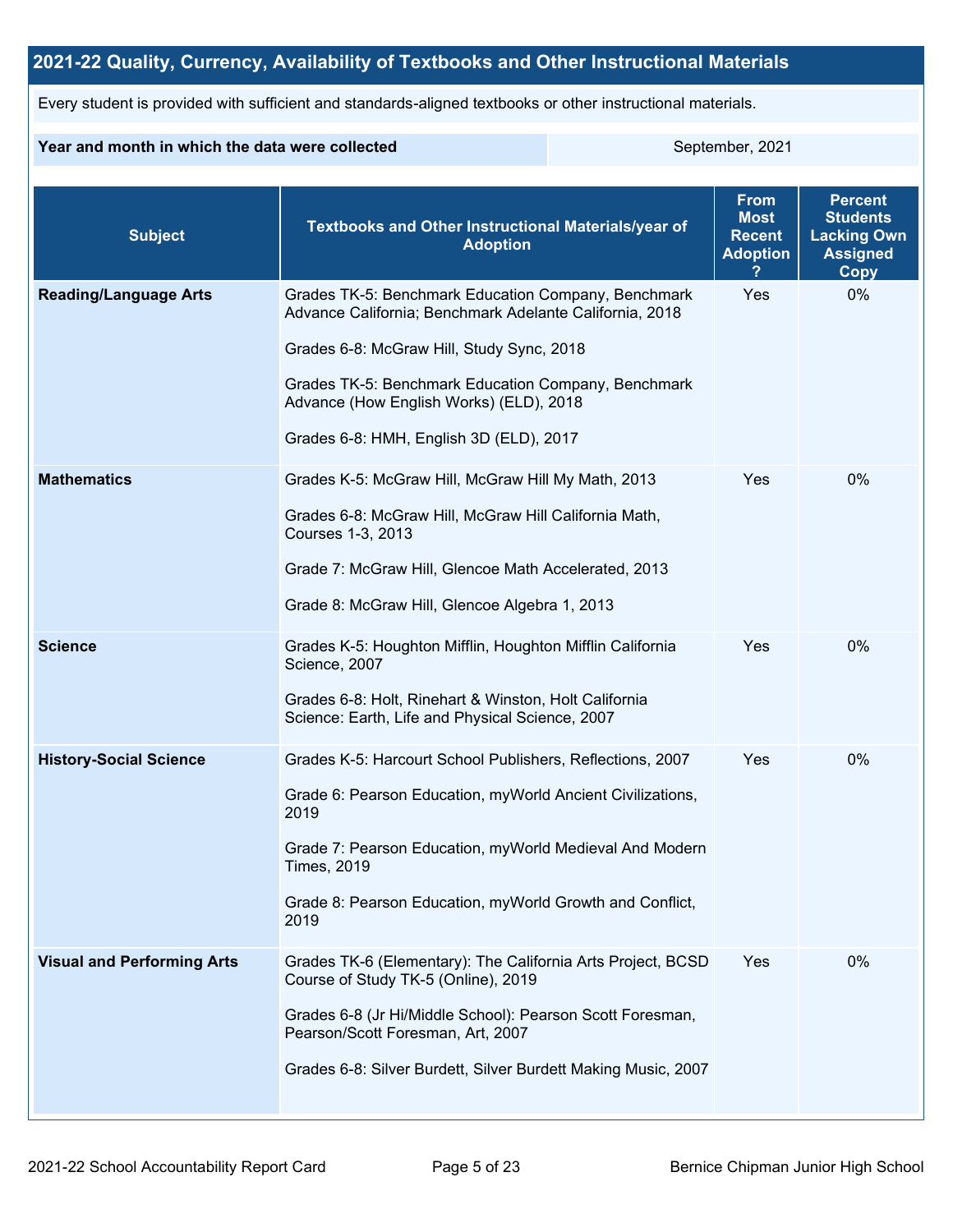## 2021-22 Quality, Currency, Availability of Textbooks and Other Instructional Materials

Every student is provided with sufficient and standards-aligned textbooks or other instructional materials.

| Year and month in which the data were collected | September, 2021 |
| --- | --- |

| Subject | Textbooks and Other Instructional Materials/year of Adoption | From Most Recent Adoption ? | Percent Students Lacking Own Assigned Copy |
| --- | --- | --- | --- |
| **Reading/Language Arts** | Grades TK-5: Benchmark Education Company, Benchmark Advance California; Benchmark Adelante California, 2018<br><br>Grades 6-8: McGraw Hill, Study Sync, 2018<br><br>Grades TK-5: Benchmark Education Company, Benchmark Advance (How English Works) (ELD), 2018<br><br>Grades 6-8: HMH, English 3D (ELD), 2017 | Yes | 0% |
| **Mathematics** | Grades K-5: McGraw Hill, McGraw Hill My Math, 2013<br><br>Grades 6-8: McGraw Hill, McGraw Hill California Math, Courses 1-3, 2013<br><br>Grade 7: McGraw Hill, Glencoe Math Accelerated, 2013<br><br>Grade 8: McGraw Hill, Glencoe Algebra 1, 2013 | Yes | 0% |
| **Science** | Grades K-5: Houghton Mifflin, Houghton Mifflin California Science, 2007<br><br>Grades 6-8: Holt, Rinehart & Winston, Holt California Science: Earth, Life and Physical Science, 2007 | Yes | 0% |
| **History-Social Science** | Grades K-5: Harcourt School Publishers, Reflections, 2007<br><br>Grade 6: Pearson Education, myWorld Ancient Civilizations, 2019<br><br>Grade 7: Pearson Education, myWorld Medieval And Modern Times, 2019<br><br>Grade 8: Pearson Education, myWorld Growth and Conflict, 2019 | Yes | 0% |
| **Visual and Performing Arts** | Grades TK-6 (Elementary): The California Arts Project, BCSD Course of Study TK-5 (Online), 2019<br><br>Grades 6-8 (Jr Hi/Middle School): Pearson Scott Foresman, Pearson/Scott Foresman, Art, 2007<br><br>Grades 6-8: Silver Burdett, Silver Burdett Making Music, 2007 | Yes | 0% |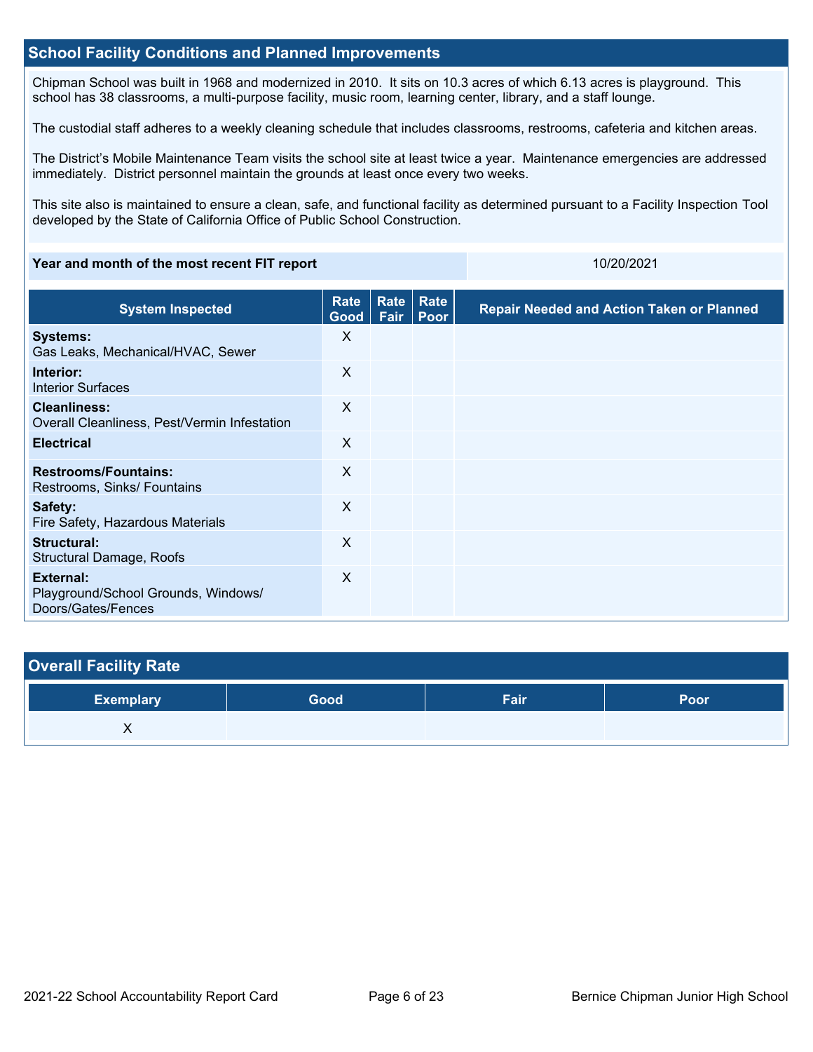## School Facility Conditions and Planned Improvements

Chipman School was built in 1968 and modernized in 2010. It sits on 10.3 acres of which 6.13 acres is playground. This school has 38 classrooms, a multi-purpose facility, music room, learning center, library, and a staff lounge.

The custodial staff adheres to a weekly cleaning schedule that includes classrooms, restrooms, cafeteria and kitchen areas.

The District's Mobile Maintenance Team visits the school site at least twice a year. Maintenance emergencies are addressed immediately. District personnel maintain the grounds at least once every two weeks.

This site also is maintained to ensure a clean, safe, and functional facility as determined pursuant to a Facility Inspection Tool developed by the State of California Office of Public School Construction.

| Year and month of the most recent FIT report | 10/20/2021 |
|---|---|

| System Inspected | Rate Good | Rate Fair | Rate Poor | Repair Needed and Action Taken or Planned |
|---|---|---|---|---|
| **Systems:** Gas Leaks, Mechanical/HVAC, Sewer | X | | | |
| **Interior:** Interior Surfaces | X | | | |
| **Cleanliness:** Overall Cleanliness, Pest/Vermin Infestation | X | | | |
| **Electrical** | X | | | |
| **Restrooms/Fountains:** Restrooms, Sinks/ Fountains | X | | | |
| **Safety:** Fire Safety, Hazardous Materials | X | | | |
| **Structural:** Structural Damage, Roofs | X | | | |
| **External:** Playground/School Grounds, Windows/ Doors/Gates/Fences | X | | | |

## Overall Facility Rate

| Exemplary | Good | Fair | Poor |
|---|---|---|---|
| X | | | |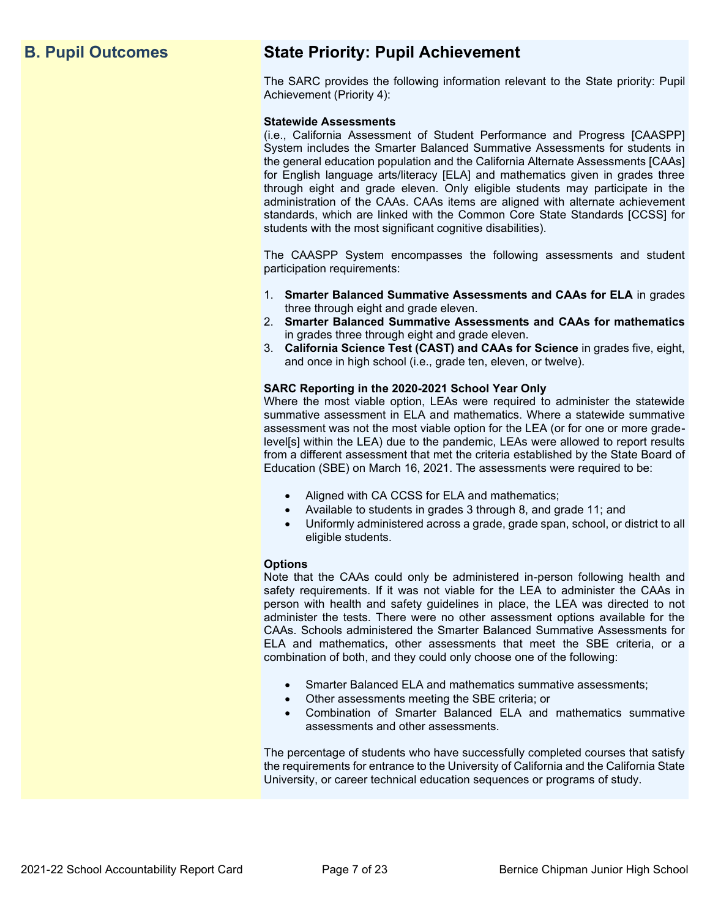## B. Pupil Outcomes

## State Priority: Pupil Achievement

The SARC provides the following information relevant to the State priority: Pupil Achievement (Priority 4):

**Statewide Assessments**
(i.e., California Assessment of Student Performance and Progress [CAASPP] System includes the Smarter Balanced Summative Assessments for students in the general education population and the California Alternate Assessments [CAAs] for English language arts/literacy [ELA] and mathematics given in grades three through eight and grade eleven. Only eligible students may participate in the administration of the CAAs. CAAs items are aligned with alternate achievement standards, which are linked with the Common Core State Standards [CCSS] for students with the most significant cognitive disabilities).

The CAASPP System encompasses the following assessments and student participation requirements:

1. **Smarter Balanced Summative Assessments and CAAs for ELA** in grades three through eight and grade eleven.
2. **Smarter Balanced Summative Assessments and CAAs for mathematics** in grades three through eight and grade eleven.
3. **California Science Test (CAST) and CAAs for Science** in grades five, eight, and once in high school (i.e., grade ten, eleven, or twelve).

**SARC Reporting in the 2020-2021 School Year Only**
Where the most viable option, LEAs were required to administer the statewide summative assessment in ELA and mathematics. Where a statewide summative assessment was not the most viable option for the LEA (or for one or more grade-level[s] within the LEA) due to the pandemic, LEAs were allowed to report results from a different assessment that met the criteria established by the State Board of Education (SBE) on March 16, 2021. The assessments were required to be:

- Aligned with CA CCSS for ELA and mathematics;
- Available to students in grades 3 through 8, and grade 11; and
- Uniformly administered across a grade, grade span, school, or district to all eligible students.

**Options**
Note that the CAAs could only be administered in-person following health and safety requirements. If it was not viable for the LEA to administer the CAAs in person with health and safety guidelines in place, the LEA was directed to not administer the tests. There were no other assessment options available for the CAAs. Schools administered the Smarter Balanced Summative Assessments for ELA and mathematics, other assessments that meet the SBE criteria, or a combination of both, and they could only choose one of the following:

- Smarter Balanced ELA and mathematics summative assessments;
- Other assessments meeting the SBE criteria; or
- Combination of Smarter Balanced ELA and mathematics summative assessments and other assessments.

The percentage of students who have successfully completed courses that satisfy the requirements for entrance to the University of California and the California State University, or career technical education sequences or programs of study.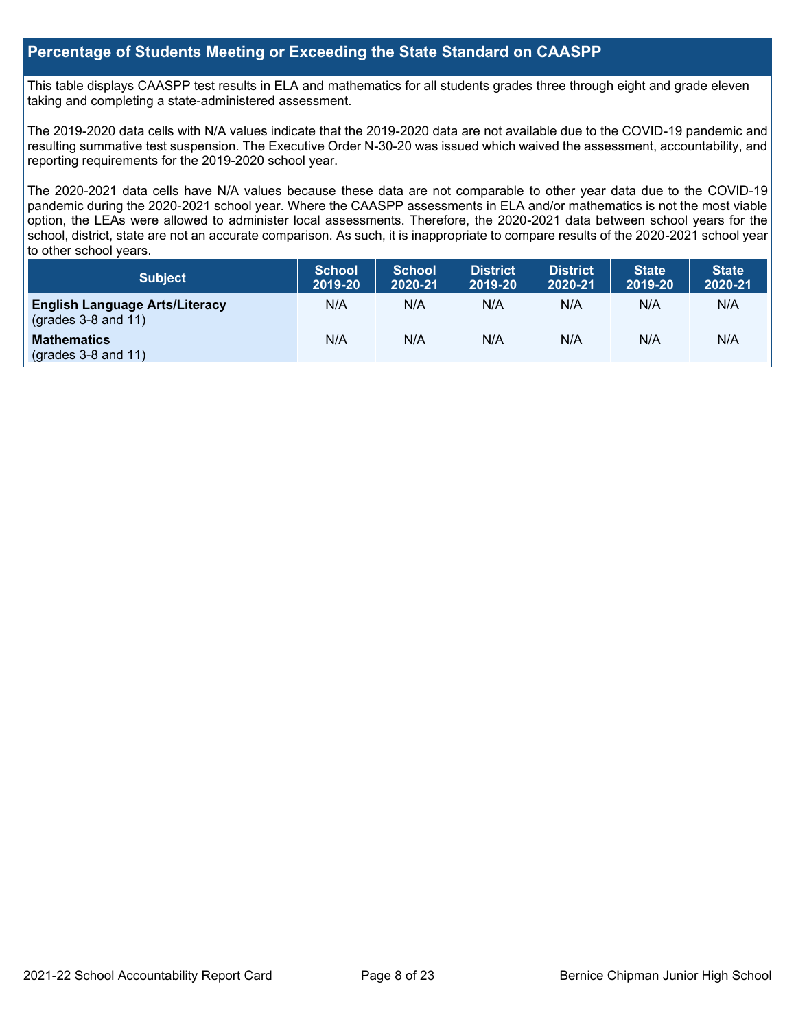## Percentage of Students Meeting or Exceeding the State Standard on CAASPP

This table displays CAASPP test results in ELA and mathematics for all students grades three through eight and grade eleven taking and completing a state-administered assessment.

The 2019-2020 data cells with N/A values indicate that the 2019-2020 data are not available due to the COVID-19 pandemic and resulting summative test suspension. The Executive Order N-30-20 was issued which waived the assessment, accountability, and reporting requirements for the 2019-2020 school year.

The 2020-2021 data cells have N/A values because these data are not comparable to other year data due to the COVID-19 pandemic during the 2020-2021 school year. Where the CAASPP assessments in ELA and/or mathematics is not the most viable option, the LEAs were allowed to administer local assessments. Therefore, the 2020-2021 data between school years for the school, district, state are not an accurate comparison. As such, it is inappropriate to compare results of the 2020-2021 school year to other school years.

| Subject | School 2019-20 | School 2020-21 | District 2019-20 | District 2020-21 | State 2019-20 | State 2020-21 |
|---|---|---|---|---|---|---|
| **English Language Arts/Literacy** (grades 3-8 and 11) | N/A | N/A | N/A | N/A | N/A | N/A |
| **Mathematics** (grades 3-8 and 11) | N/A | N/A | N/A | N/A | N/A | N/A |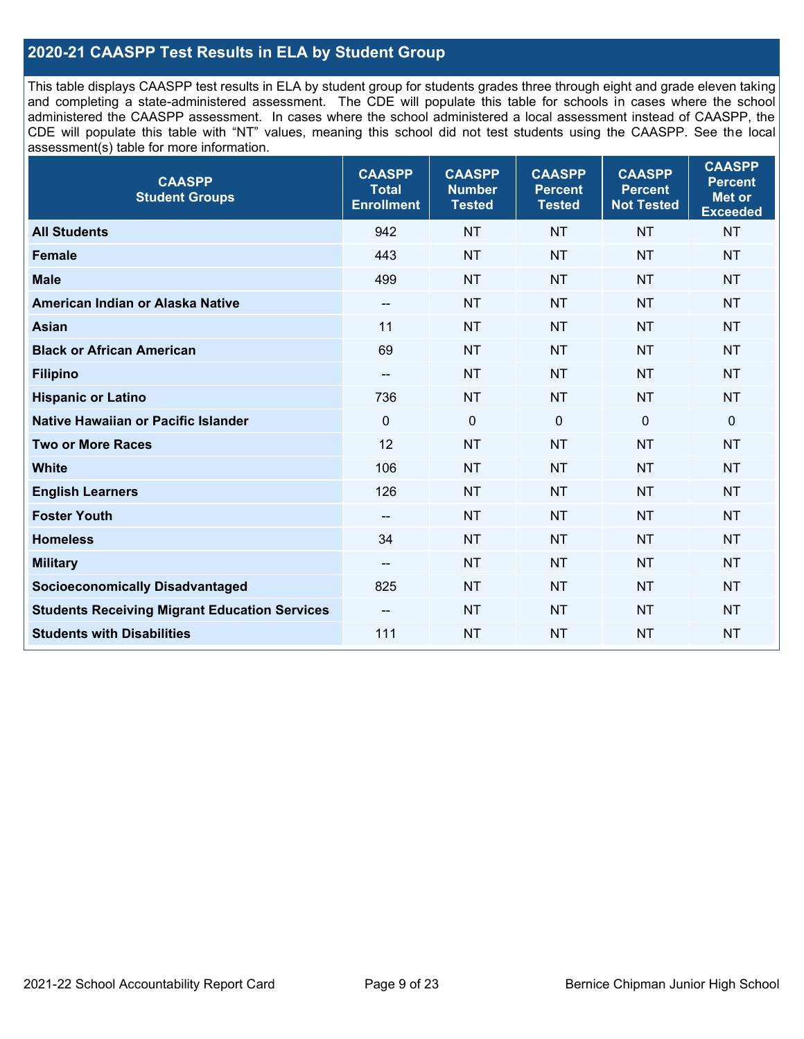## 2020-21 CAASPP Test Results in ELA by Student Group

This table displays CAASPP test results in ELA by student group for students grades three through eight and grade eleven taking and completing a state-administered assessment. The CDE will populate this table for schools in cases where the school administered the CAASPP assessment. In cases where the school administered a local assessment instead of CAASPP, the CDE will populate this table with "NT" values, meaning this school did not test students using the CAASPP. See the local assessment(s) table for more information.

| CAASPP Student Groups | CAASPP Total Enrollment | CAASPP Number Tested | CAASPP Percent Tested | CAASPP Percent Not Tested | CAASPP Percent Met or Exceeded |
|---|---|---|---|---|---|
| **All Students** | 942 | NT | NT | NT | NT |
| **Female** | 443 | NT | NT | NT | NT |
| **Male** | 499 | NT | NT | NT | NT |
| **American Indian or Alaska Native** | -- | NT | NT | NT | NT |
| **Asian** | 11 | NT | NT | NT | NT |
| **Black or African American** | 69 | NT | NT | NT | NT |
| **Filipino** | -- | NT | NT | NT | NT |
| **Hispanic or Latino** | 736 | NT | NT | NT | NT |
| **Native Hawaiian or Pacific Islander** | 0 | 0 | 0 | 0 | 0 |
| **Two or More Races** | 12 | NT | NT | NT | NT |
| **White** | 106 | NT | NT | NT | NT |
| **English Learners** | 126 | NT | NT | NT | NT |
| **Foster Youth** | -- | NT | NT | NT | NT |
| **Homeless** | 34 | NT | NT | NT | NT |
| **Military** | -- | NT | NT | NT | NT |
| **Socioeconomically Disadvantaged** | 825 | NT | NT | NT | NT |
| **Students Receiving Migrant Education Services** | -- | NT | NT | NT | NT |
| **Students with Disabilities** | 111 | NT | NT | NT | NT |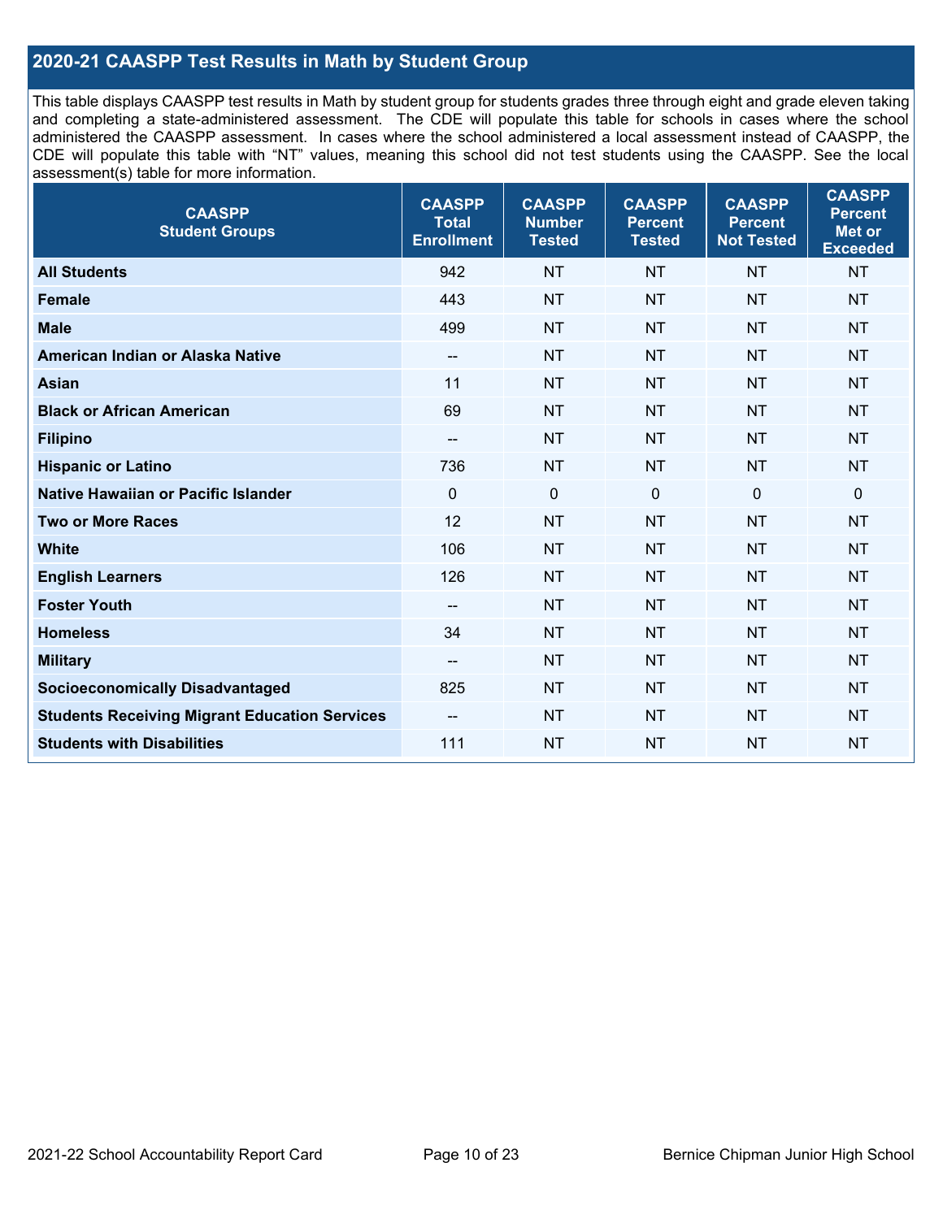## 2020-21 CAASPP Test Results in Math by Student Group

This table displays CAASPP test results in Math by student group for students grades three through eight and grade eleven taking and completing a state-administered assessment. The CDE will populate this table for schools in cases where the school administered the CAASPP assessment. In cases where the school administered a local assessment instead of CAASPP, the CDE will populate this table with "NT" values, meaning this school did not test students using the CAASPP. See the local assessment(s) table for more information.

| CAASPP Student Groups | CAASPP Total Enrollment | CAASPP Number Tested | CAASPP Percent Tested | CAASPP Percent Not Tested | CAASPP Percent Met or Exceeded |
|---|---|---|---|---|---|
| **All Students** | 942 | NT | NT | NT | NT |
| **Female** | 443 | NT | NT | NT | NT |
| **Male** | 499 | NT | NT | NT | NT |
| **American Indian or Alaska Native** | -- | NT | NT | NT | NT |
| **Asian** | 11 | NT | NT | NT | NT |
| **Black or African American** | 69 | NT | NT | NT | NT |
| **Filipino** | -- | NT | NT | NT | NT |
| **Hispanic or Latino** | 736 | NT | NT | NT | NT |
| **Native Hawaiian or Pacific Islander** | 0 | 0 | 0 | 0 | 0 |
| **Two or More Races** | 12 | NT | NT | NT | NT |
| **White** | 106 | NT | NT | NT | NT |
| **English Learners** | 126 | NT | NT | NT | NT |
| **Foster Youth** | -- | NT | NT | NT | NT |
| **Homeless** | 34 | NT | NT | NT | NT |
| **Military** | -- | NT | NT | NT | NT |
| **Socioeconomically Disadvantaged** | 825 | NT | NT | NT | NT |
| **Students Receiving Migrant Education Services** | -- | NT | NT | NT | NT |
| **Students with Disabilities** | 111 | NT | NT | NT | NT |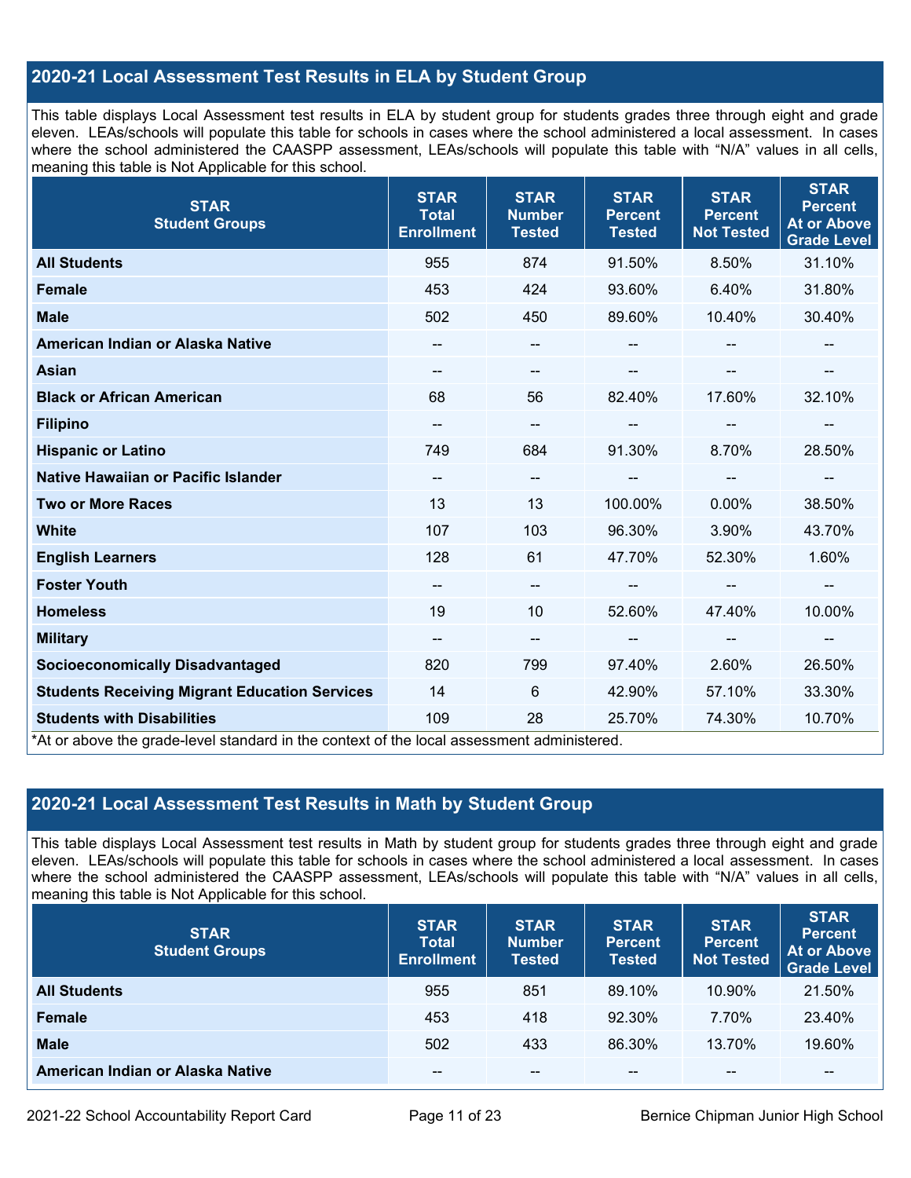## 2020-21 Local Assessment Test Results in ELA by Student Group

This table displays Local Assessment test results in ELA by student group for students grades three through eight and grade eleven. LEAs/schools will populate this table for schools in cases where the school administered a local assessment. In cases where the school administered the CAASPP assessment, LEAs/schools will populate this table with "N/A" values in all cells, meaning this table is Not Applicable for this school.

| STAR Student Groups | STAR Total Enrollment | STAR Number Tested | STAR Percent Tested | STAR Percent Not Tested | STAR Percent At or Above Grade Level |
|---|---|---|---|---|---|
| **All Students** | 955 | 874 | 91.50% | 8.50% | 31.10% |
| **Female** | 453 | 424 | 93.60% | 6.40% | 31.80% |
| **Male** | 502 | 450 | 89.60% | 10.40% | 30.40% |
| **American Indian or Alaska Native** | -- | -- | -- | -- | -- |
| **Asian** | -- | -- | -- | -- | -- |
| **Black or African American** | 68 | 56 | 82.40% | 17.60% | 32.10% |
| **Filipino** | -- | -- | -- | -- | -- |
| **Hispanic or Latino** | 749 | 684 | 91.30% | 8.70% | 28.50% |
| **Native Hawaiian or Pacific Islander** | -- | -- | -- | -- | -- |
| **Two or More Races** | 13 | 13 | 100.00% | 0.00% | 38.50% |
| **White** | 107 | 103 | 96.30% | 3.90% | 43.70% |
| **English Learners** | 128 | 61 | 47.70% | 52.30% | 1.60% |
| **Foster Youth** | -- | -- | -- | -- | -- |
| **Homeless** | 19 | 10 | 52.60% | 47.40% | 10.00% |
| **Military** | -- | -- | -- | -- | -- |
| **Socioeconomically Disadvantaged** | 820 | 799 | 97.40% | 2.60% | 26.50% |
| **Students Receiving Migrant Education Services** | 14 | 6 | 42.90% | 57.10% | 33.30% |
| **Students with Disabilities** | 109 | 28 | 25.70% | 74.30% | 10.70% |

*At or above the grade-level standard in the context of the local assessment administered.

## 2020-21 Local Assessment Test Results in Math by Student Group

This table displays Local Assessment test results in Math by student group for students grades three through eight and grade eleven. LEAs/schools will populate this table for schools in cases where the school administered a local assessment. In cases where the school administered the CAASPP assessment, LEAs/schools will populate this table with "N/A" values in all cells, meaning this table is Not Applicable for this school.

| STAR Student Groups | STAR Total Enrollment | STAR Number Tested | STAR Percent Tested | STAR Percent Not Tested | STAR Percent At or Above Grade Level |
|---|---|---|---|---|---|
| **All Students** | 955 | 851 | 89.10% | 10.90% | 21.50% |
| **Female** | 453 | 418 | 92.30% | 7.70% | 23.40% |
| **Male** | 502 | 433 | 86.30% | 13.70% | 19.60% |
| **American Indian or Alaska Native** | -- | -- | -- | -- | -- |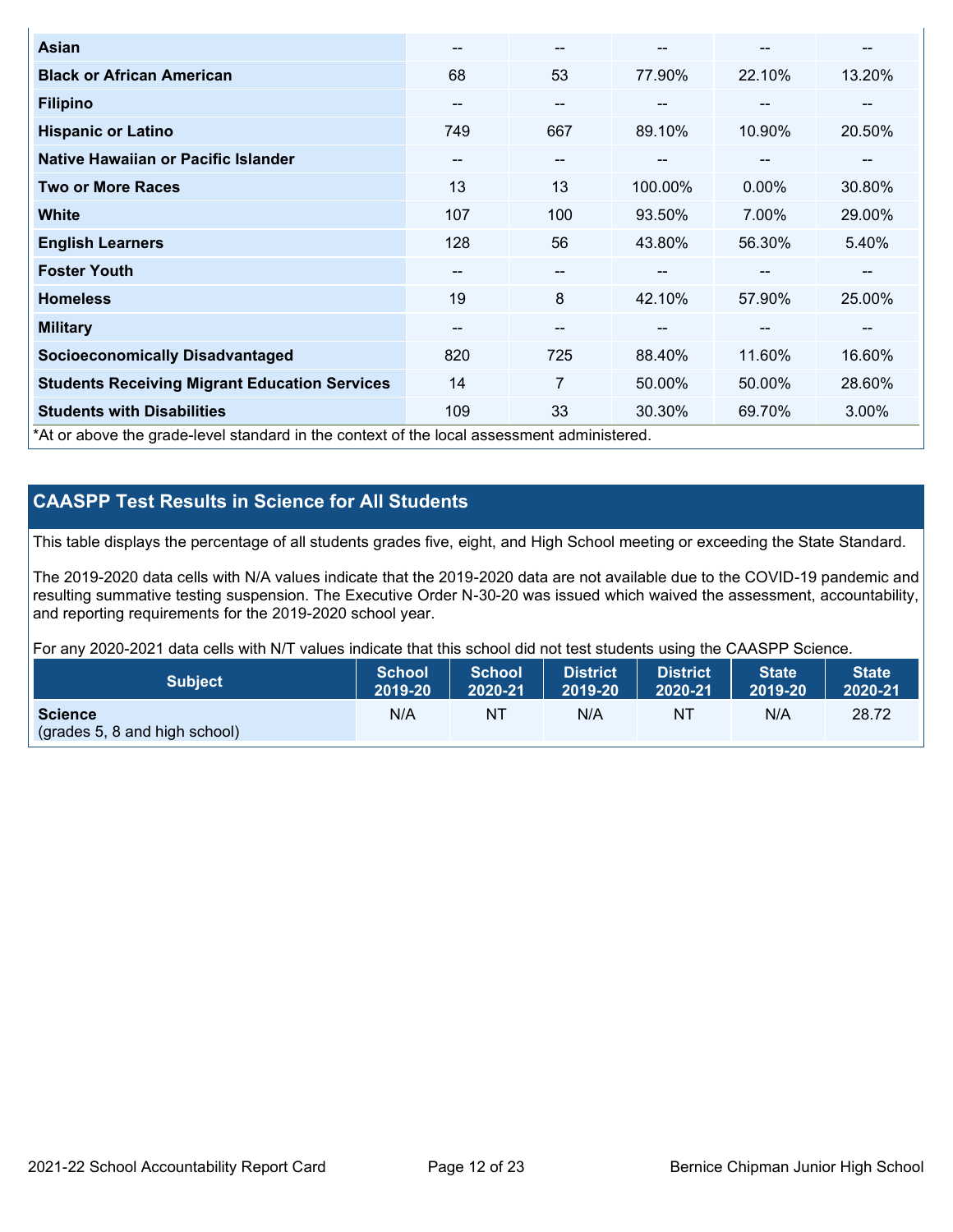| | | | | | |
|---|---|---|---|---|---|
| **Asian** | -- | -- | -- | -- | -- |
| **Black or African American** | 68 | 53 | 77.90% | 22.10% | 13.20% |
| **Filipino** | -- | -- | -- | -- | -- |
| **Hispanic or Latino** | 749 | 667 | 89.10% | 10.90% | 20.50% |
| **Native Hawaiian or Pacific Islander** | -- | -- | -- | -- | -- |
| **Two or More Races** | 13 | 13 | 100.00% | 0.00% | 30.80% |
| **White** | 107 | 100 | 93.50% | 7.00% | 29.00% |
| **English Learners** | 128 | 56 | 43.80% | 56.30% | 5.40% |
| **Foster Youth** | -- | -- | -- | -- | -- |
| **Homeless** | 19 | 8 | 42.10% | 57.90% | 25.00% |
| **Military** | -- | -- | -- | -- | -- |
| **Socioeconomically Disadvantaged** | 820 | 725 | 88.40% | 11.60% | 16.60% |
| **Students Receiving Migrant Education Services** | 14 | 7 | 50.00% | 50.00% | 28.60% |
| **Students with Disabilities** | 109 | 33 | 30.30% | 69.70% | 3.00% |

*At or above the grade-level standard in the context of the local assessment administered.

## CAASPP Test Results in Science for All Students

This table displays the percentage of all students grades five, eight, and High School meeting or exceeding the State Standard.

The 2019-2020 data cells with N/A values indicate that the 2019-2020 data are not available due to the COVID-19 pandemic and resulting summative testing suspension. The Executive Order N-30-20 was issued which waived the assessment, accountability, and reporting requirements for the 2019-2020 school year.

For any 2020-2021 data cells with N/T values indicate that this school did not test students using the CAASPP Science.

| Subject | School 2019-20 | School 2020-21 | District 2019-20 | District 2020-21 | State 2019-20 | State 2020-21 |
|---|---|---|---|---|---|---|
| **Science** (grades 5, 8 and high school) | N/A | NT | N/A | NT | N/A | 28.72 |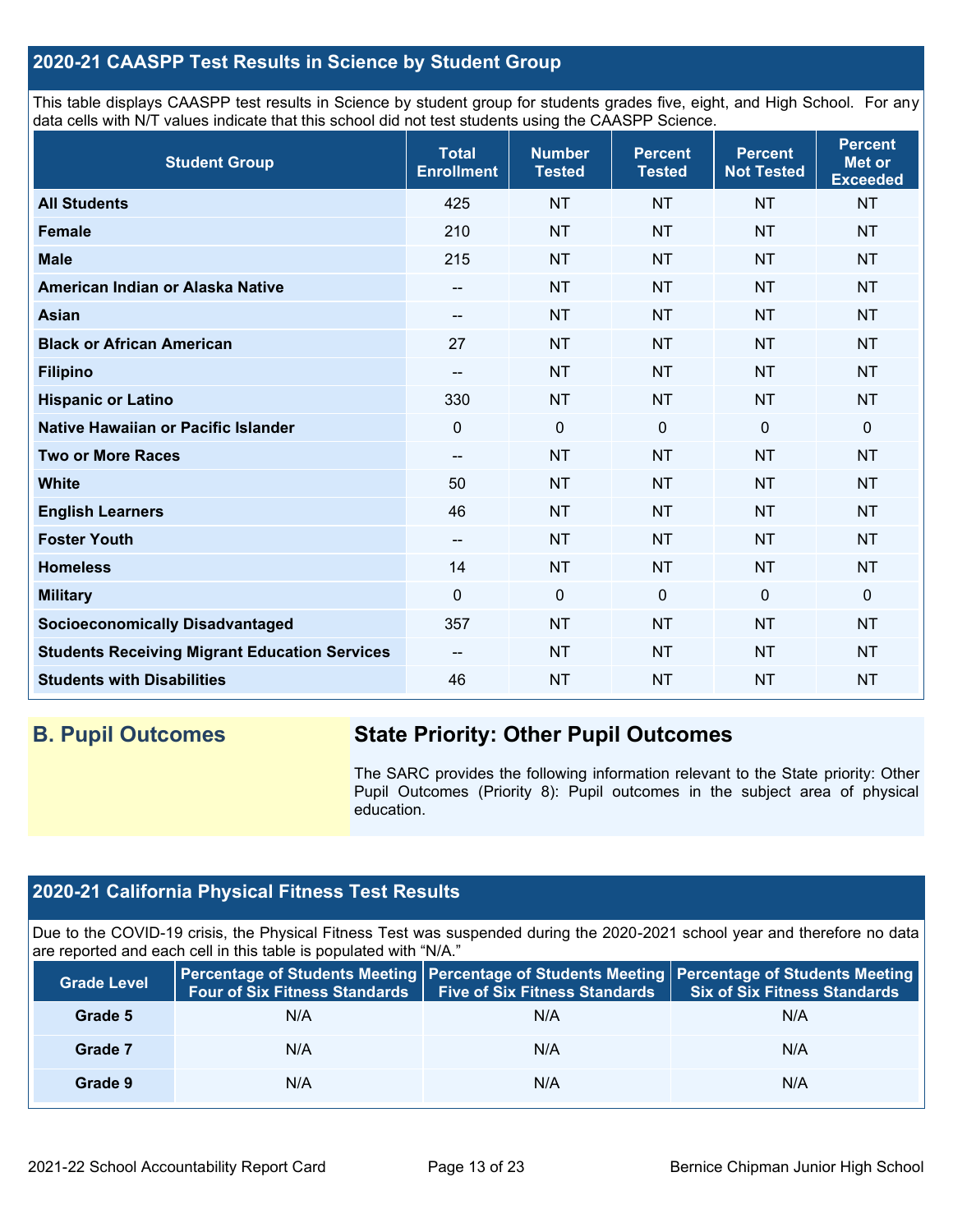## 2020-21 CAASPP Test Results in Science by Student Group

This table displays CAASPP test results in Science by student group for students grades five, eight, and High School. For any data cells with N/T values indicate that this school did not test students using the CAASPP Science.

| Student Group | Total Enrollment | Number Tested | Percent Tested | Percent Not Tested | Percent Met or Exceeded |
|---|---|---|---|---|---|
| **All Students** | 425 | NT | NT | NT | NT |
| **Female** | 210 | NT | NT | NT | NT |
| **Male** | 215 | NT | NT | NT | NT |
| **American Indian or Alaska Native** | -- | NT | NT | NT | NT |
| **Asian** | -- | NT | NT | NT | NT |
| **Black or African American** | 27 | NT | NT | NT | NT |
| **Filipino** | -- | NT | NT | NT | NT |
| **Hispanic or Latino** | 330 | NT | NT | NT | NT |
| **Native Hawaiian or Pacific Islander** | 0 | 0 | 0 | 0 | 0 |
| **Two or More Races** | -- | NT | NT | NT | NT |
| **White** | 50 | NT | NT | NT | NT |
| **English Learners** | 46 | NT | NT | NT | NT |
| **Foster Youth** | -- | NT | NT | NT | NT |
| **Homeless** | 14 | NT | NT | NT | NT |
| **Military** | 0 | 0 | 0 | 0 | 0 |
| **Socioeconomically Disadvantaged** | 357 | NT | NT | NT | NT |
| **Students Receiving Migrant Education Services** | -- | NT | NT | NT | NT |
| **Students with Disabilities** | 46 | NT | NT | NT | NT |

## B. Pupil Outcomes

### State Priority: Other Pupil Outcomes

The SARC provides the following information relevant to the State priority: Other Pupil Outcomes (Priority 8): Pupil outcomes in the subject area of physical education.

## 2020-21 California Physical Fitness Test Results

Due to the COVID-19 crisis, the Physical Fitness Test was suspended during the 2020-2021 school year and therefore no data are reported and each cell in this table is populated with "N/A."

| Grade Level | Percentage of Students Meeting Four of Six Fitness Standards | Percentage of Students Meeting Five of Six Fitness Standards | Percentage of Students Meeting Six of Six Fitness Standards |
|---|---|---|---|
| **Grade 5** | N/A | N/A | N/A |
| **Grade 7** | N/A | N/A | N/A |
| **Grade 9** | N/A | N/A | N/A |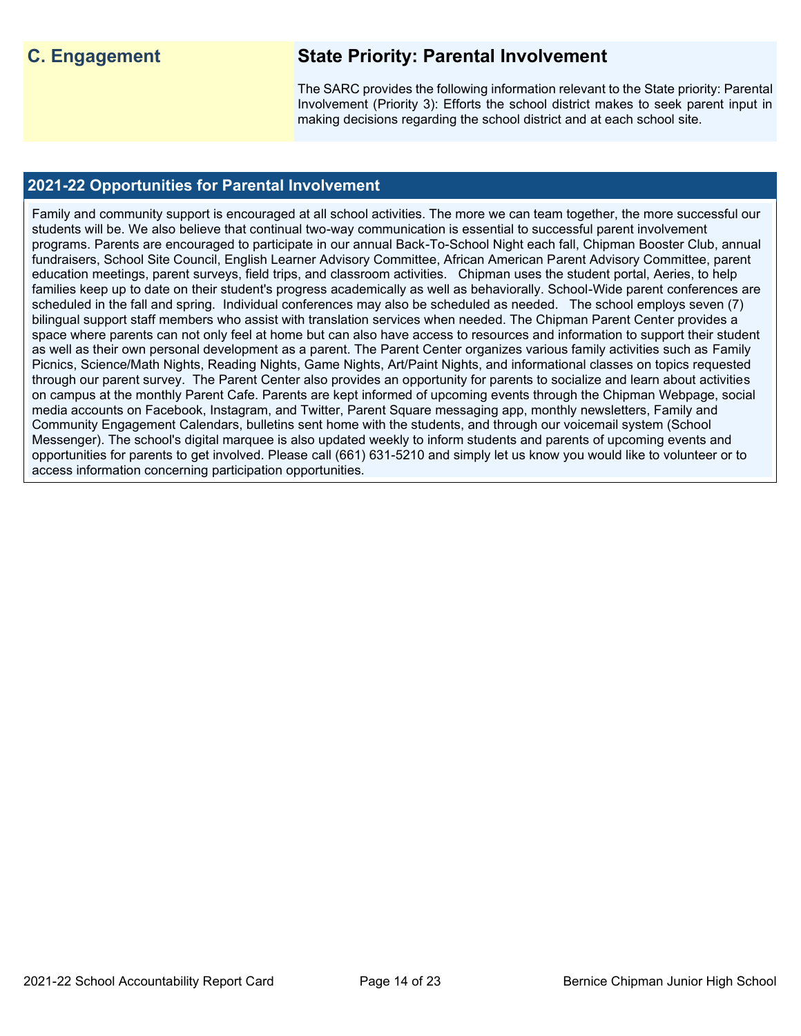## C. Engagement

## State Priority: Parental Involvement

The SARC provides the following information relevant to the State priority: Parental Involvement (Priority 3): Efforts the school district makes to seek parent input in making decisions regarding the school district and at each school site.

### 2021-22 Opportunities for Parental Involvement

Family and community support is encouraged at all school activities. The more we can team together, the more successful our students will be. We also believe that continual two-way communication is essential to successful parent involvement programs. Parents are encouraged to participate in our annual Back-To-School Night each fall, Chipman Booster Club, annual fundraisers, School Site Council, English Learner Advisory Committee, African American Parent Advisory Committee, parent education meetings, parent surveys, field trips, and classroom activities. Chipman uses the student portal, Aeries, to help families keep up to date on their student's progress academically as well as behaviorally. School-Wide parent conferences are scheduled in the fall and spring. Individual conferences may also be scheduled as needed. The school employs seven (7) bilingual support staff members who assist with translation services when needed. The Chipman Parent Center provides a space where parents can not only feel at home but can also have access to resources and information to support their student as well as their own personal development as a parent. The Parent Center organizes various family activities such as Family Picnics, Science/Math Nights, Reading Nights, Game Nights, Art/Paint Nights, and informational classes on topics requested through our parent survey. The Parent Center also provides an opportunity for parents to socialize and learn about activities on campus at the monthly Parent Cafe. Parents are kept informed of upcoming events through the Chipman Webpage, social media accounts on Facebook, Instagram, and Twitter, Parent Square messaging app, monthly newsletters, Family and Community Engagement Calendars, bulletins sent home with the students, and through our voicemail system (School Messenger). The school's digital marquee is also updated weekly to inform students and parents of upcoming events and opportunities for parents to get involved. Please call (661) 631-5210 and simply let us know you would like to volunteer or to access information concerning participation opportunities.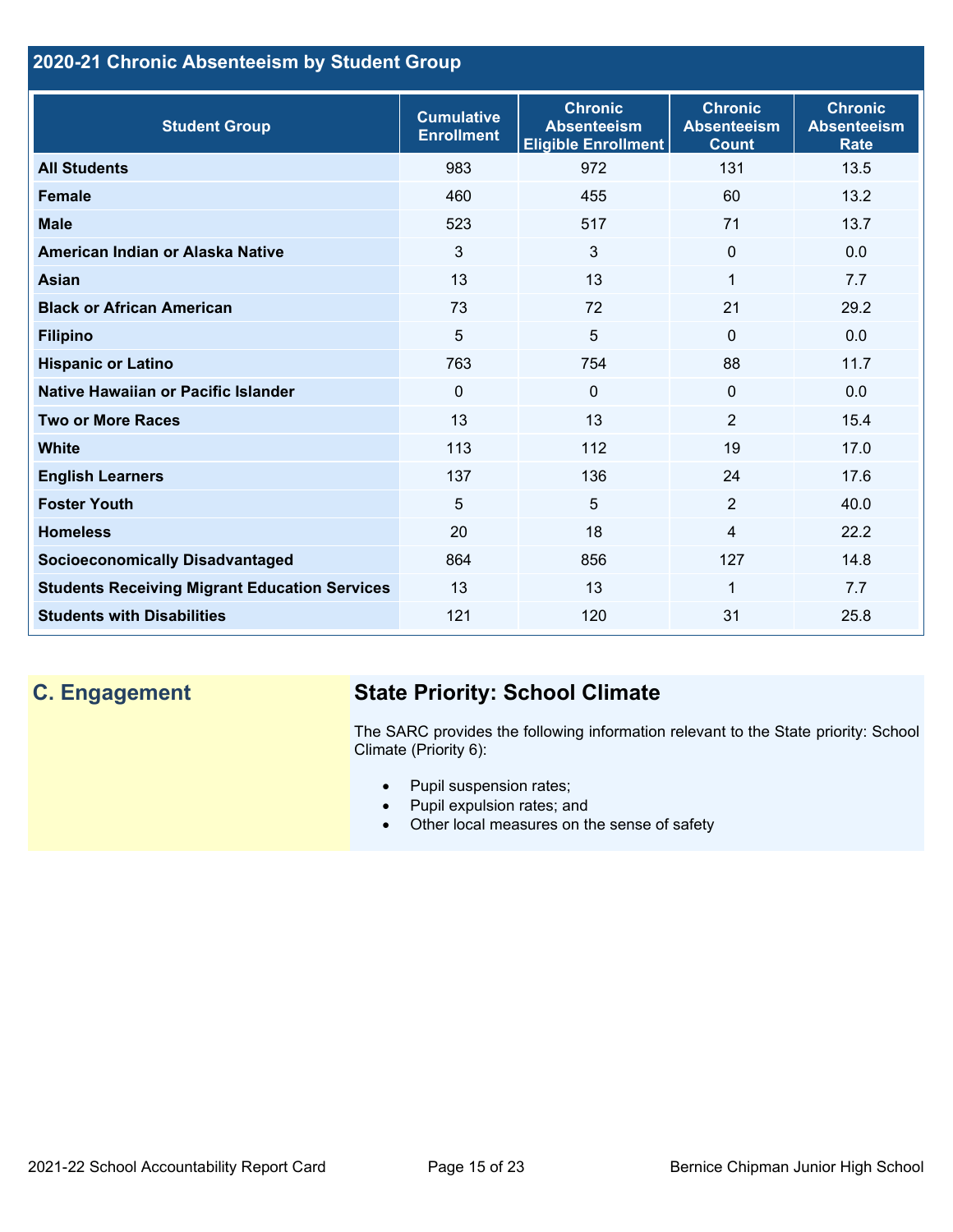## 2020-21 Chronic Absenteeism by Student Group

| Student Group | Cumulative Enrollment | Chronic Absenteeism Eligible Enrollment | Chronic Absenteeism Count | Chronic Absenteeism Rate |
|---|---|---|---|---|
| **All Students** | 983 | 972 | 131 | 13.5 |
| **Female** | 460 | 455 | 60 | 13.2 |
| **Male** | 523 | 517 | 71 | 13.7 |
| **American Indian or Alaska Native** | 3 | 3 | 0 | 0.0 |
| **Asian** | 13 | 13 | 1 | 7.7 |
| **Black or African American** | 73 | 72 | 21 | 29.2 |
| **Filipino** | 5 | 5 | 0 | 0.0 |
| **Hispanic or Latino** | 763 | 754 | 88 | 11.7 |
| **Native Hawaiian or Pacific Islander** | 0 | 0 | 0 | 0.0 |
| **Two or More Races** | 13 | 13 | 2 | 15.4 |
| **White** | 113 | 112 | 19 | 17.0 |
| **English Learners** | 137 | 136 | 24 | 17.6 |
| **Foster Youth** | 5 | 5 | 2 | 40.0 |
| **Homeless** | 20 | 18 | 4 | 22.2 |
| **Socioeconomically Disadvantaged** | 864 | 856 | 127 | 14.8 |
| **Students Receiving Migrant Education Services** | 13 | 13 | 1 | 7.7 |
| **Students with Disabilities** | 121 | 120 | 31 | 25.8 |

## C. Engagement

### State Priority: School Climate

The SARC provides the following information relevant to the State priority: School Climate (Priority 6):

- Pupil suspension rates;
- Pupil expulsion rates; and
- Other local measures on the sense of safety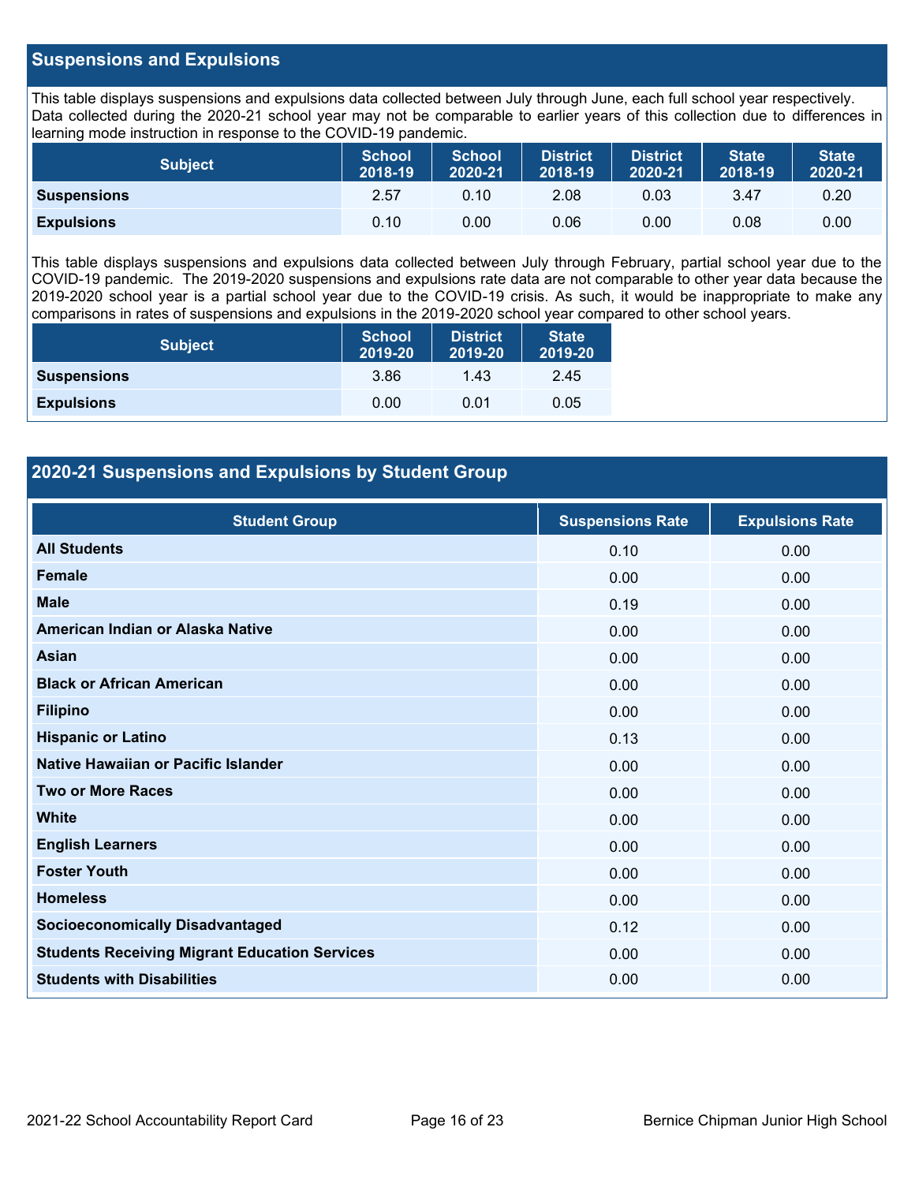## Suspensions and Expulsions

This table displays suspensions and expulsions data collected between July through June, each full school year respectively. Data collected during the 2020-21 school year may not be comparable to earlier years of this collection due to differences in learning mode instruction in response to the COVID-19 pandemic.

| Subject | School 2018-19 | School 2020-21 | District 2018-19 | District 2020-21 | State 2018-19 | State 2020-21 |
|---|---|---|---|---|---|---|
| **Suspensions** | 2.57 | 0.10 | 2.08 | 0.03 | 3.47 | 0.20 |
| **Expulsions** | 0.10 | 0.00 | 0.06 | 0.00 | 0.08 | 0.00 |

This table displays suspensions and expulsions data collected between July through February, partial school year due to the COVID-19 pandemic. The 2019-2020 suspensions and expulsions rate data are not comparable to other year data because the 2019-2020 school year is a partial school year due to the COVID-19 crisis. As such, it would be inappropriate to make any comparisons in rates of suspensions and expulsions in the 2019-2020 school year compared to other school years.

| Subject | School 2019-20 | District 2019-20 | State 2019-20 |
|---|---|---|---|
| **Suspensions** | 3.86 | 1.43 | 2.45 |
| **Expulsions** | 0.00 | 0.01 | 0.05 |

## 2020-21 Suspensions and Expulsions by Student Group

| Student Group | Suspensions Rate | Expulsions Rate |
|---|---|---|
| **All Students** | 0.10 | 0.00 |
| **Female** | 0.00 | 0.00 |
| **Male** | 0.19 | 0.00 |
| **American Indian or Alaska Native** | 0.00 | 0.00 |
| **Asian** | 0.00 | 0.00 |
| **Black or African American** | 0.00 | 0.00 |
| **Filipino** | 0.00 | 0.00 |
| **Hispanic or Latino** | 0.13 | 0.00 |
| **Native Hawaiian or Pacific Islander** | 0.00 | 0.00 |
| **Two or More Races** | 0.00 | 0.00 |
| **White** | 0.00 | 0.00 |
| **English Learners** | 0.00 | 0.00 |
| **Foster Youth** | 0.00 | 0.00 |
| **Homeless** | 0.00 | 0.00 |
| **Socioeconomically Disadvantaged** | 0.12 | 0.00 |
| **Students Receiving Migrant Education Services** | 0.00 | 0.00 |
| **Students with Disabilities** | 0.00 | 0.00 |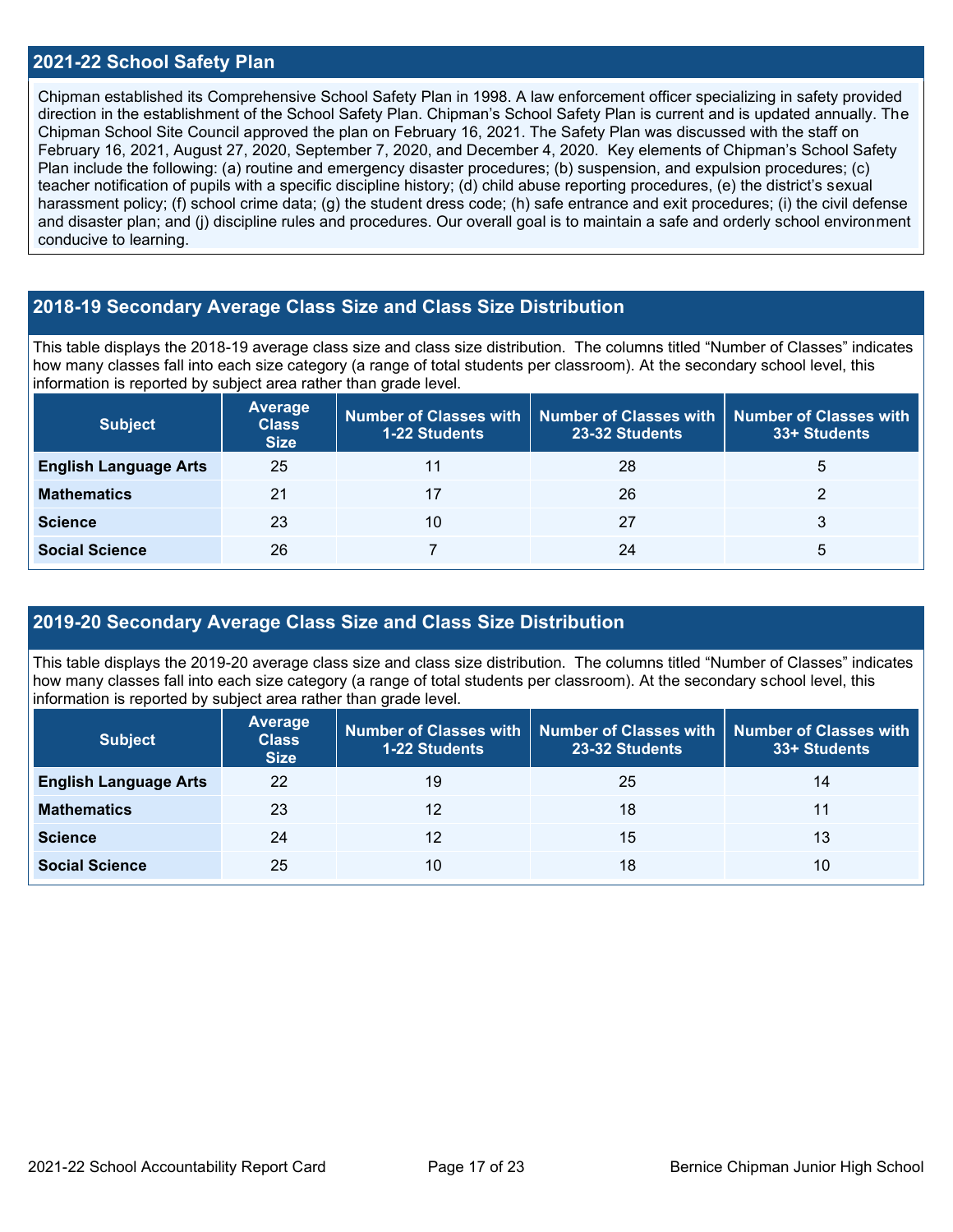## 2021-22 School Safety Plan

Chipman established its Comprehensive School Safety Plan in 1998. A law enforcement officer specializing in safety provided direction in the establishment of the School Safety Plan. Chipman's School Safety Plan is current and is updated annually. The Chipman School Site Council approved the plan on February 16, 2021. The Safety Plan was discussed with the staff on February 16, 2021, August 27, 2020, September 7, 2020, and December 4, 2020. Key elements of Chipman's School Safety Plan include the following: (a) routine and emergency disaster procedures; (b) suspension, and expulsion procedures; (c) teacher notification of pupils with a specific discipline history; (d) child abuse reporting procedures, (e) the district's sexual harassment policy; (f) school crime data; (g) the student dress code; (h) safe entrance and exit procedures; (i) the civil defense and disaster plan; and (j) discipline rules and procedures. Our overall goal is to maintain a safe and orderly school environment conducive to learning.

## 2018-19 Secondary Average Class Size and Class Size Distribution

This table displays the 2018-19 average class size and class size distribution. The columns titled "Number of Classes" indicates how many classes fall into each size category (a range of total students per classroom). At the secondary school level, this information is reported by subject area rather than grade level.

| Subject | Average Class Size | Number of Classes with 1-22 Students | Number of Classes with 23-32 Students | Number of Classes with 33+ Students |
|---|---|---|---|---|
| **English Language Arts** | 25 | 11 | 28 | 5 |
| **Mathematics** | 21 | 17 | 26 | 2 |
| **Science** | 23 | 10 | 27 | 3 |
| **Social Science** | 26 | 7 | 24 | 5 |

## 2019-20 Secondary Average Class Size and Class Size Distribution

This table displays the 2019-20 average class size and class size distribution. The columns titled "Number of Classes" indicates how many classes fall into each size category (a range of total students per classroom). At the secondary school level, this information is reported by subject area rather than grade level.

| Subject | Average Class Size | Number of Classes with 1-22 Students | Number of Classes with 23-32 Students | Number of Classes with 33+ Students |
|---|---|---|---|---|
| **English Language Arts** | 22 | 19 | 25 | 14 |
| **Mathematics** | 23 | 12 | 18 | 11 |
| **Science** | 24 | 12 | 15 | 13 |
| **Social Science** | 25 | 10 | 18 | 10 |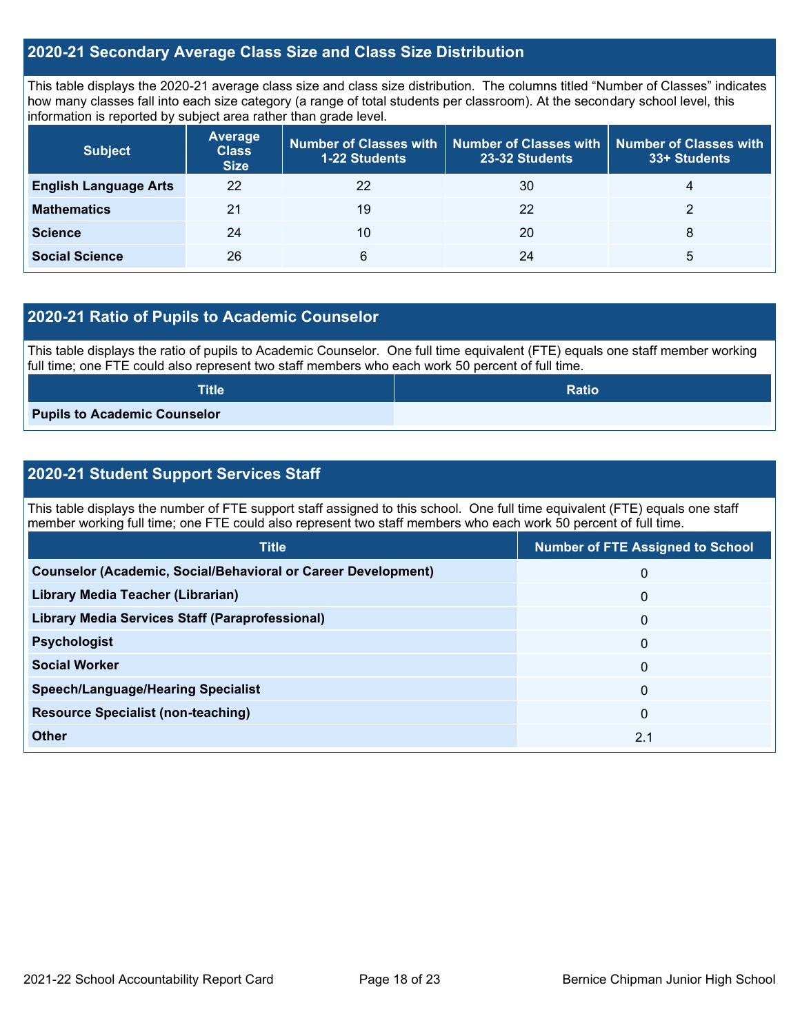## 2020-21 Secondary Average Class Size and Class Size Distribution

This table displays the 2020-21 average class size and class size distribution. The columns titled "Number of Classes" indicates how many classes fall into each size category (a range of total students per classroom). At the secondary school level, this information is reported by subject area rather than grade level.

| Subject | Average Class Size | Number of Classes with 1-22 Students | Number of Classes with 23-32 Students | Number of Classes with 33+ Students |
|---|---|---|---|---|
| **English Language Arts** | 22 | 22 | 30 | 4 |
| **Mathematics** | 21 | 19 | 22 | 2 |
| **Science** | 24 | 10 | 20 | 8 |
| **Social Science** | 26 | 6 | 24 | 5 |

## 2020-21 Ratio of Pupils to Academic Counselor

This table displays the ratio of pupils to Academic Counselor. One full time equivalent (FTE) equals one staff member working full time; one FTE could also represent two staff members who each work 50 percent of full time.

| Title | Ratio |
|---|---|
| **Pupils to Academic Counselor** | |

## 2020-21 Student Support Services Staff

This table displays the number of FTE support staff assigned to this school. One full time equivalent (FTE) equals one staff member working full time; one FTE could also represent two staff members who each work 50 percent of full time.

| Title | Number of FTE Assigned to School |
|---|---|
| **Counselor (Academic, Social/Behavioral or Career Development)** | 0 |
| **Library Media Teacher (Librarian)** | 0 |
| **Library Media Services Staff (Paraprofessional)** | 0 |
| **Psychologist** | 0 |
| **Social Worker** | 0 |
| **Speech/Language/Hearing Specialist** | 0 |
| **Resource Specialist (non-teaching)** | 0 |
| **Other** | 2.1 |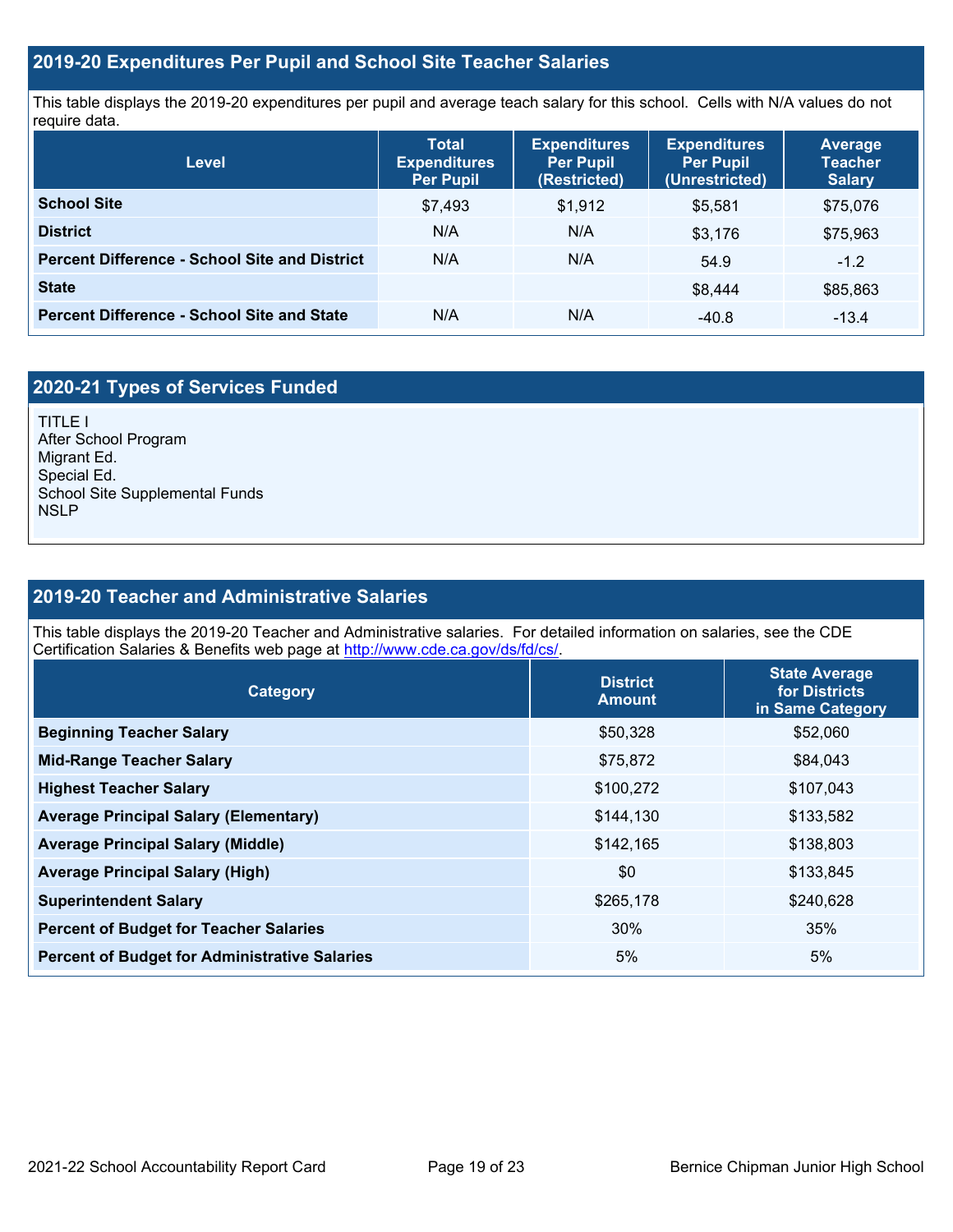## 2019-20 Expenditures Per Pupil and School Site Teacher Salaries

This table displays the 2019-20 expenditures per pupil and average teach salary for this school. Cells with N/A values do not require data.

| Level | Total Expenditures Per Pupil | Expenditures Per Pupil (Restricted) | Expenditures Per Pupil (Unrestricted) | Average Teacher Salary |
|---|---|---|---|---|
| **School Site** | $7,493 | $1,912 | $5,581 | $75,076 |
| **District** | N/A | N/A | $3,176 | $75,963 |
| **Percent Difference - School Site and District** | N/A | N/A | 54.9 | -1.2 |
| **State** | | | $8,444 | $85,863 |
| **Percent Difference - School Site and State** | N/A | N/A | -40.8 | -13.4 |

## 2020-21 Types of Services Funded

TITLE I
After School Program
Migrant Ed.
Special Ed.
School Site Supplemental Funds
NSLP

## 2019-20 Teacher and Administrative Salaries

This table displays the 2019-20 Teacher and Administrative salaries. For detailed information on salaries, see the CDE Certification Salaries & Benefits web page at http://www.cde.ca.gov/ds/fd/cs/.

| Category | District Amount | State Average for Districts in Same Category |
|---|---|---|
| **Beginning Teacher Salary** | $50,328 | $52,060 |
| **Mid-Range Teacher Salary** | $75,872 | $84,043 |
| **Highest Teacher Salary** | $100,272 | $107,043 |
| **Average Principal Salary (Elementary)** | $144,130 | $133,582 |
| **Average Principal Salary (Middle)** | $142,165 | $138,803 |
| **Average Principal Salary (High)** | $0 | $133,845 |
| **Superintendent Salary** | $265,178 | $240,628 |
| **Percent of Budget for Teacher Salaries** | 30% | 35% |
| **Percent of Budget for Administrative Salaries** | 5% | 5% |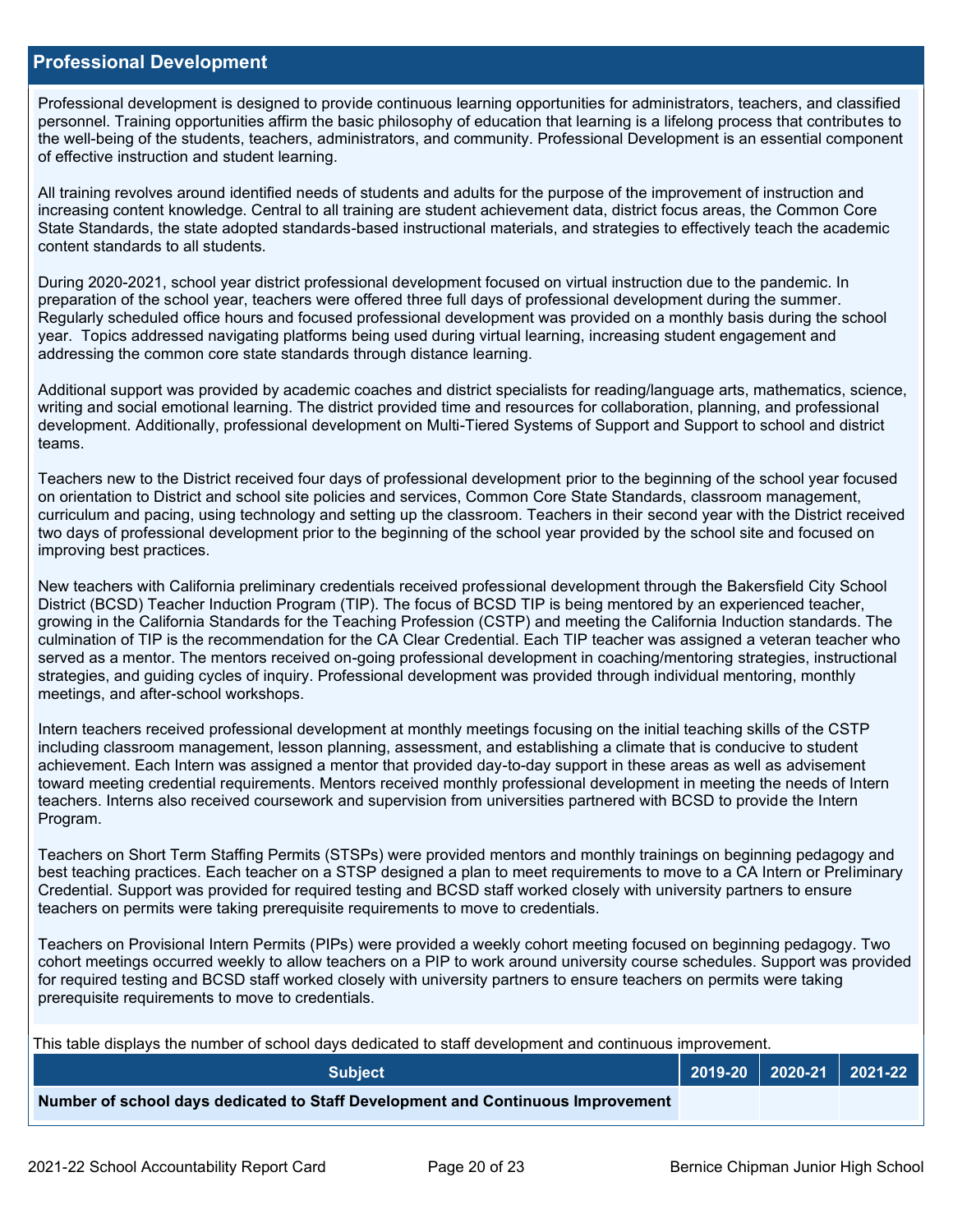## Professional Development

Professional development is designed to provide continuous learning opportunities for administrators, teachers, and classified personnel. Training opportunities affirm the basic philosophy of education that learning is a lifelong process that contributes to the well-being of the students, teachers, administrators, and community. Professional Development is an essential component of effective instruction and student learning.

All training revolves around identified needs of students and adults for the purpose of the improvement of instruction and increasing content knowledge. Central to all training are student achievement data, district focus areas, the Common Core State Standards, the state adopted standards-based instructional materials, and strategies to effectively teach the academic content standards to all students.

During 2020-2021, school year district professional development focused on virtual instruction due to the pandemic. In preparation of the school year, teachers were offered three full days of professional development during the summer. Regularly scheduled office hours and focused professional development was provided on a monthly basis during the school year. Topics addressed navigating platforms being used during virtual learning, increasing student engagement and addressing the common core state standards through distance learning.

Additional support was provided by academic coaches and district specialists for reading/language arts, mathematics, science, writing and social emotional learning. The district provided time and resources for collaboration, planning, and professional development. Additionally, professional development on Multi-Tiered Systems of Support and Support to school and district teams.

Teachers new to the District received four days of professional development prior to the beginning of the school year focused on orientation to District and school site policies and services, Common Core State Standards, classroom management, curriculum and pacing, using technology and setting up the classroom. Teachers in their second year with the District received two days of professional development prior to the beginning of the school year provided by the school site and focused on improving best practices.

New teachers with California preliminary credentials received professional development through the Bakersfield City School District (BCSD) Teacher Induction Program (TIP). The focus of BCSD TIP is being mentored by an experienced teacher, growing in the California Standards for the Teaching Profession (CSTP) and meeting the California Induction standards. The culmination of TIP is the recommendation for the CA Clear Credential. Each TIP teacher was assigned a veteran teacher who served as a mentor. The mentors received on-going professional development in coaching/mentoring strategies, instructional strategies, and guiding cycles of inquiry. Professional development was provided through individual mentoring, monthly meetings, and after-school workshops.

Intern teachers received professional development at monthly meetings focusing on the initial teaching skills of the CSTP including classroom management, lesson planning, assessment, and establishing a climate that is conducive to student achievement. Each Intern was assigned a mentor that provided day-to-day support in these areas as well as advisement toward meeting credential requirements. Mentors received monthly professional development in meeting the needs of Intern teachers. Interns also received coursework and supervision from universities partnered with BCSD to provide the Intern Program.

Teachers on Short Term Staffing Permits (STSPs) were provided mentors and monthly trainings on beginning pedagogy and best teaching practices. Each teacher on a STSP designed a plan to meet requirements to move to a CA Intern or Preliminary Credential. Support was provided for required testing and BCSD staff worked closely with university partners to ensure teachers on permits were taking prerequisite requirements to move to credentials.

Teachers on Provisional Intern Permits (PIPs) were provided a weekly cohort meeting focused on beginning pedagogy. Two cohort meetings occurred weekly to allow teachers on a PIP to work around university course schedules. Support was provided for required testing and BCSD staff worked closely with university partners to ensure teachers on permits were taking prerequisite requirements to move to credentials.

This table displays the number of school days dedicated to staff development and continuous improvement.

| Subject | 2019-20 | 2020-21 | 2021-22 |
| --- | --- | --- | --- |
| **Number of school days dedicated to Staff Development and Continuous Improvement** | | | |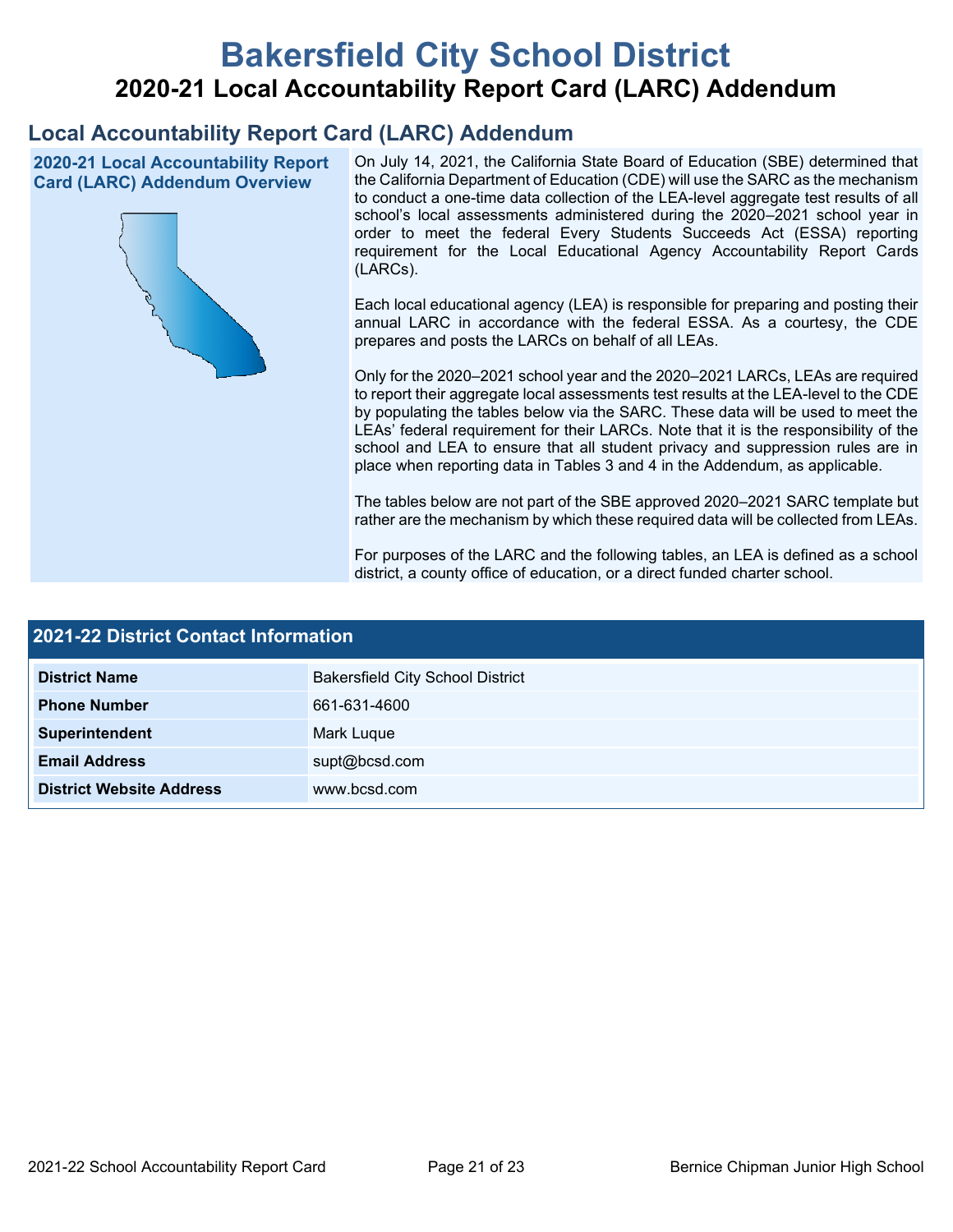# Bakersfield City School District

## 2020-21 Local Accountability Report Card (LARC) Addendum

## Local Accountability Report Card (LARC) Addendum

### 2020-21 Local Accountability Report Card (LARC) Addendum Overview

On July 14, 2021, the California State Board of Education (SBE) determined that the California Department of Education (CDE) will use the SARC as the mechanism to conduct a one-time data collection of the LEA-level aggregate test results of all school's local assessments administered during the 2020–2021 school year in order to meet the federal Every Students Succeeds Act (ESSA) reporting requirement for the Local Educational Agency Accountability Report Cards (LARCs).

Each local educational agency (LEA) is responsible for preparing and posting their annual LARC in accordance with the federal ESSA. As a courtesy, the CDE prepares and posts the LARCs on behalf of all LEAs.

Only for the 2020–2021 school year and the 2020–2021 LARCs, LEAs are required to report their aggregate local assessments test results at the LEA-level to the CDE by populating the tables below via the SARC. These data will be used to meet the LEAs' federal requirement for their LARCs. Note that it is the responsibility of the school and LEA to ensure that all student privacy and suppression rules are in place when reporting data in Tables 3 and 4 in the Addendum, as applicable.

The tables below are not part of the SBE approved 2020–2021 SARC template but rather are the mechanism by which these required data will be collected from LEAs.

For purposes of the LARC and the following tables, an LEA is defined as a school district, a county office of education, or a direct funded charter school.

| 2021-22 District Contact Information | |
|---|---|
| **District Name** | Bakersfield City School District |
| **Phone Number** | 661-631-4600 |
| **Superintendent** | Mark Luque |
| **Email Address** | supt@bcsd.com |
| **District Website Address** | www.bcsd.com |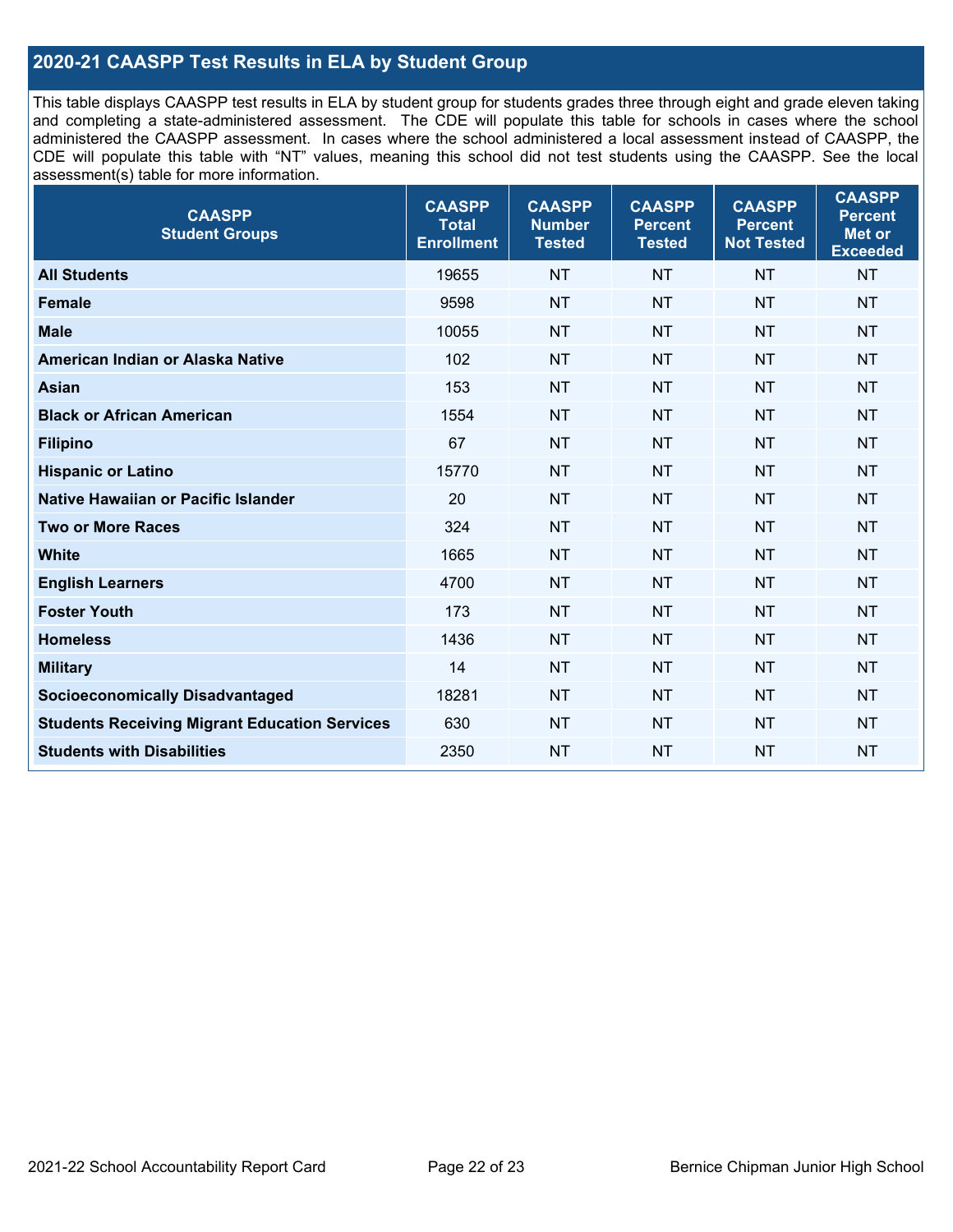## 2020-21 CAASPP Test Results in ELA by Student Group

This table displays CAASPP test results in ELA by student group for students grades three through eight and grade eleven taking and completing a state-administered assessment. The CDE will populate this table for schools in cases where the school administered the CAASPP assessment. In cases where the school administered a local assessment instead of CAASPP, the CDE will populate this table with "NT" values, meaning this school did not test students using the CAASPP. See the local assessment(s) table for more information.

| CAASPP Student Groups | CAASPP Total Enrollment | CAASPP Number Tested | CAASPP Percent Tested | CAASPP Percent Not Tested | CAASPP Percent Met or Exceeded |
|---|---|---|---|---|---|
| **All Students** | 19655 | NT | NT | NT | NT |
| **Female** | 9598 | NT | NT | NT | NT |
| **Male** | 10055 | NT | NT | NT | NT |
| **American Indian or Alaska Native** | 102 | NT | NT | NT | NT |
| **Asian** | 153 | NT | NT | NT | NT |
| **Black or African American** | 1554 | NT | NT | NT | NT |
| **Filipino** | 67 | NT | NT | NT | NT |
| **Hispanic or Latino** | 15770 | NT | NT | NT | NT |
| **Native Hawaiian or Pacific Islander** | 20 | NT | NT | NT | NT |
| **Two or More Races** | 324 | NT | NT | NT | NT |
| **White** | 1665 | NT | NT | NT | NT |
| **English Learners** | 4700 | NT | NT | NT | NT |
| **Foster Youth** | 173 | NT | NT | NT | NT |
| **Homeless** | 1436 | NT | NT | NT | NT |
| **Military** | 14 | NT | NT | NT | NT |
| **Socioeconomically Disadvantaged** | 18281 | NT | NT | NT | NT |
| **Students Receiving Migrant Education Services** | 630 | NT | NT | NT | NT |
| **Students with Disabilities** | 2350 | NT | NT | NT | NT |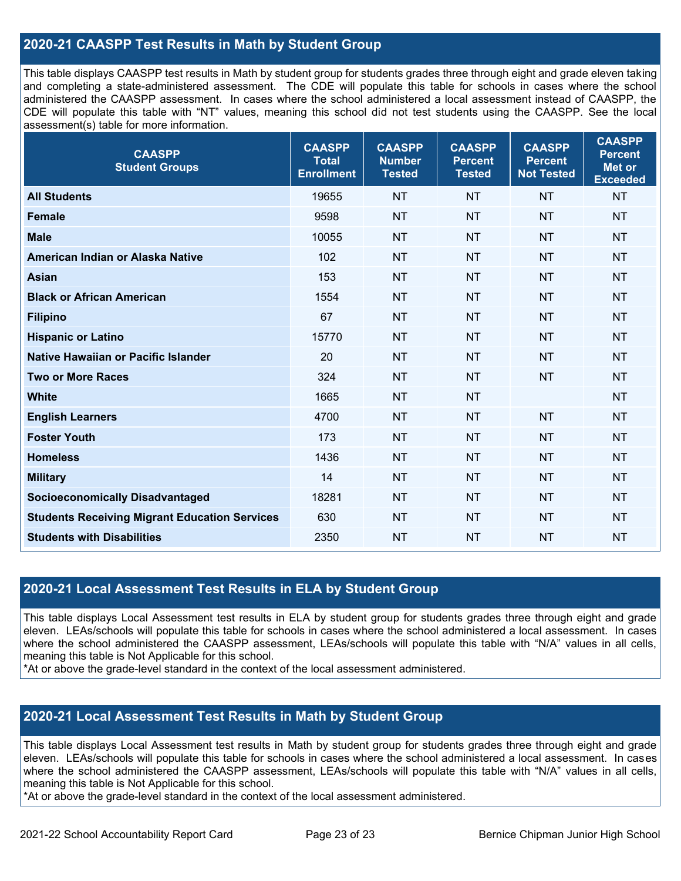## 2020-21 CAASPP Test Results in Math by Student Group

This table displays CAASPP test results in Math by student group for students grades three through eight and grade eleven taking and completing a state-administered assessment. The CDE will populate this table for schools in cases where the school administered the CAASPP assessment. In cases where the school administered a local assessment instead of CAASPP, the CDE will populate this table with "NT" values, meaning this school did not test students using the CAASPP. See the local assessment(s) table for more information.

| CAASPP Student Groups | CAASPP Total Enrollment | CAASPP Number Tested | CAASPP Percent Tested | CAASPP Percent Not Tested | CAASPP Percent Met or Exceeded |
|---|---|---|---|---|---|
| **All Students** | 19655 | NT | NT | NT | NT |
| **Female** | 9598 | NT | NT | NT | NT |
| **Male** | 10055 | NT | NT | NT | NT |
| **American Indian or Alaska Native** | 102 | NT | NT | NT | NT |
| **Asian** | 153 | NT | NT | NT | NT |
| **Black or African American** | 1554 | NT | NT | NT | NT |
| **Filipino** | 67 | NT | NT | NT | NT |
| **Hispanic or Latino** | 15770 | NT | NT | NT | NT |
| **Native Hawaiian or Pacific Islander** | 20 | NT | NT | NT | NT |
| **Two or More Races** | 324 | NT | NT | NT | NT |
| **White** | 1665 | NT | NT | | NT |
| **English Learners** | 4700 | NT | NT | NT | NT |
| **Foster Youth** | 173 | NT | NT | NT | NT |
| **Homeless** | 1436 | NT | NT | NT | NT |
| **Military** | 14 | NT | NT | NT | NT |
| **Socioeconomically Disadvantaged** | 18281 | NT | NT | NT | NT |
| **Students Receiving Migrant Education Services** | 630 | NT | NT | NT | NT |
| **Students with Disabilities** | 2350 | NT | NT | NT | NT |

## 2020-21 Local Assessment Test Results in ELA by Student Group

This table displays Local Assessment test results in ELA by student group for students grades three through eight and grade eleven. LEAs/schools will populate this table for schools in cases where the school administered a local assessment. In cases where the school administered the CAASPP assessment, LEAs/schools will populate this table with "N/A" values in all cells, meaning this table is Not Applicable for this school.
*At or above the grade-level standard in the context of the local assessment administered.

## 2020-21 Local Assessment Test Results in Math by Student Group

This table displays Local Assessment test results in Math by student group for students grades three through eight and grade eleven. LEAs/schools will populate this table for schools in cases where the school administered a local assessment. In cases where the school administered the CAASPP assessment, LEAs/schools will populate this table with "N/A" values in all cells, meaning this table is Not Applicable for this school.
*At or above the grade-level standard in the context of the local assessment administered.